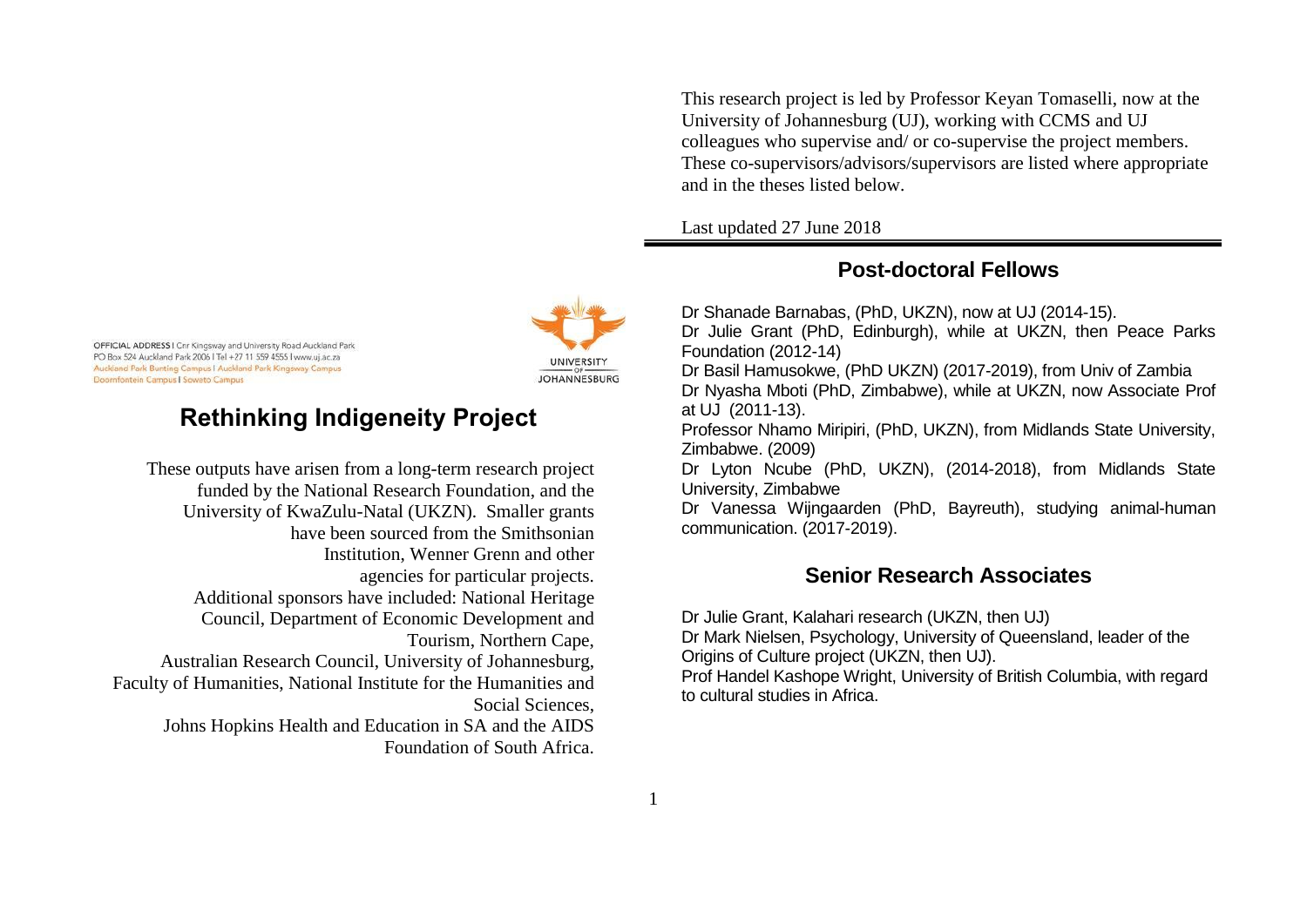OFFICIAL ADDRESS | Cnr Kingsway and University Road Auckland Park
PO Box 524 Auckland Park 2006 | Tel +27 11 559 4555 | www.uj.ac.za
Auckland Park Bunting Campus | Auckland Park Kingsway Campus
Doornfontein Campus | Soweto Campus

UNIVERSITY OF JOHANNESBURG

# Rethinking Indigeneity Project

These outputs have arisen from a long-term research project funded by the National Research Foundation, and the University of KwaZulu-Natal (UKZN). Smaller grants have been sourced from the Smithsonian Institution, Wenner Grenn and other agencies for particular projects. Additional sponsors have included: National Heritage Council, Department of Economic Development and Tourism, Northern Cape, Australian Research Council, University of Johannesburg, Faculty of Humanities, National Institute for the Humanities and Social Sciences, Johns Hopkins Health and Education in SA and the AIDS Foundation of South Africa.

This research project is led by Professor Keyan Tomaselli, now at the University of Johannesburg (UJ), working with CCMS and UJ colleagues who supervise and/ or co-supervise the project members. These co-supervisors/advisors/supervisors are listed where appropriate and in the theses listed below.

Last updated 27 June 2018

## Post-doctoral Fellows

Dr Shanade Barnabas, (PhD, UKZN), now at UJ (2014-15).
Dr Julie Grant (PhD, Edinburgh), while at UKZN, then Peace Parks Foundation (2012-14)
Dr Basil Hamusokwe, (PhD UKZN) (2017-2019), from Univ of Zambia
Dr Nyasha Mboti (PhD, Zimbabwe), while at UKZN, now Associate Prof at UJ (2011-13).
Professor Nhamo Miripiri, (PhD, UKZN), from Midlands State University, Zimbabwe. (2009)
Dr Lyton Ncube (PhD, UKZN), (2014-2018), from Midlands State University, Zimbabwe
Dr Vanessa Wijngaarden (PhD, Bayreuth), studying animal-human communication. (2017-2019).

## Senior Research Associates

Dr Julie Grant, Kalahari research (UKZN, then UJ)
Dr Mark Nielsen, Psychology, University of Queensland, leader of the Origins of Culture project (UKZN, then UJ).
Prof Handel Kashope Wright, University of British Columbia, with regard to cultural studies in Africa.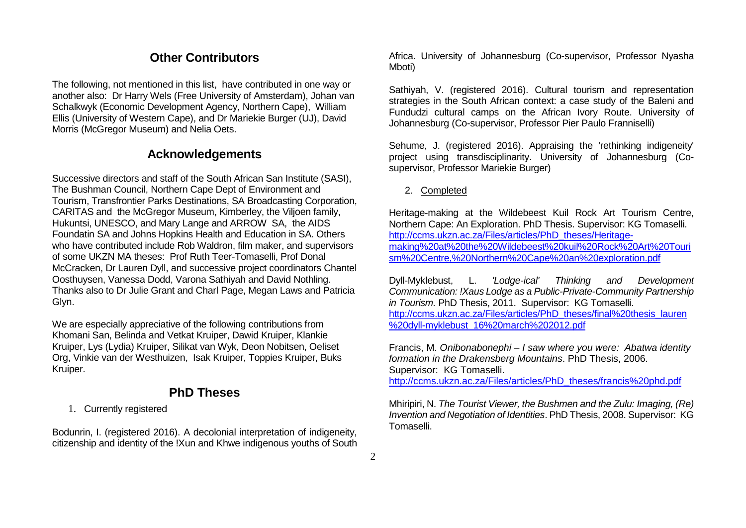## Other Contributors

The following, not mentioned in this list, have contributed in one way or another also: Dr Harry Wels (Free University of Amsterdam), Johan van Schalkwyk (Economic Development Agency, Northern Cape), William Ellis (University of Western Cape), and Dr Mariekie Burger (UJ), David Morris (McGregor Museum) and Nelia Oets.

## Acknowledgements

Successive directors and staff of the South African San Institute (SASI), The Bushman Council, Northern Cape Dept of Environment and Tourism, Transfrontier Parks Destinations, SA Broadcasting Corporation, CARITAS and the McGregor Museum, Kimberley, the Viljoen family, Hukuntsi, UNESCO, and Mary Lange and ARROW SA, the AIDS Foundatin SA and Johns Hopkins Health and Education in SA. Others who have contributed include Rob Waldron, film maker, and supervisors of some UKZN MA theses: Prof Ruth Teer-Tomaselli, Prof Donal McCracken, Dr Lauren Dyll, and successive project coordinators Chantel Oosthuysen, Vanessa Dodd, Varona Sathiyah and David Nothling. Thanks also to Dr Julie Grant and Charl Page, Megan Laws and Patricia Glyn.

We are especially appreciative of the following contributions from Khomani San, Belinda and Vetkat Kruiper, Dawid Kruiper, Klankie Kruiper, Lys (Lydia) Kruiper, Silikat van Wyk, Deon Nobitsen, Oeliset Org, Vinkie van der Westhuizen, Isak Kruiper, Toppies Kruiper, Buks Kruiper.

## PhD Theses

1. Currently registered

Bodunrin, I. (registered 2016). A decolonial interpretation of indigeneity, citizenship and identity of the !Xun and Khwe indigenous youths of South Africa. University of Johannesburg (Co-supervisor, Professor Nyasha Mboti)

Sathiyah, V. (registered 2016). Cultural tourism and representation strategies in the South African context: a case study of the Baleni and Fundudzi cultural camps on the African Ivory Route. University of Johannesburg (Co-supervisor, Professor Pier Paulo Franniselli)

Sehume, J. (registered 2016). Appraising the 'rethinking indigeneity' project using transdisciplinarity. University of Johannesburg (Co-supervisor, Professor Mariekie Burger)

2. Completed

Heritage-making at the Wildebeest Kuil Rock Art Tourism Centre, Northern Cape: An Exploration. PhD Thesis. Supervisor: KG Tomaselli. http://ccms.ukzn.ac.za/Files/articles/PhD_theses/Heritage-making%20at%20the%20Wildebeest%20kuil%20Rock%20Art%20Tourism%20Centre,%20Northern%20Cape%20an%20exploration.pdf

Dyll-Myklebust, L. *'Lodge-ical' Thinking and Development Communication: !Xaus Lodge as a Public-Private-Community Partnership in Tourism.* PhD Thesis, 2011. Supervisor: KG Tomaselli. http://ccms.ukzn.ac.za/Files/articles/PhD_theses/final%20thesis_lauren%20dyll-myklebust_16%20march%202012.pdf

Francis, M. *Onibonabonephi – I saw where you were: Abatwa identity formation in the Drakensberg Mountains*. PhD Thesis, 2006. Supervisor: KG Tomaselli. http://ccms.ukzn.ac.za/Files/articles/PhD_theses/francis%20phd.pdf

Mhiripiri, N. *The Tourist Viewer, the Bushmen and the Zulu: Imaging, (Re) Invention and Negotiation of Identities*. PhD Thesis, 2008. Supervisor: KG Tomaselli.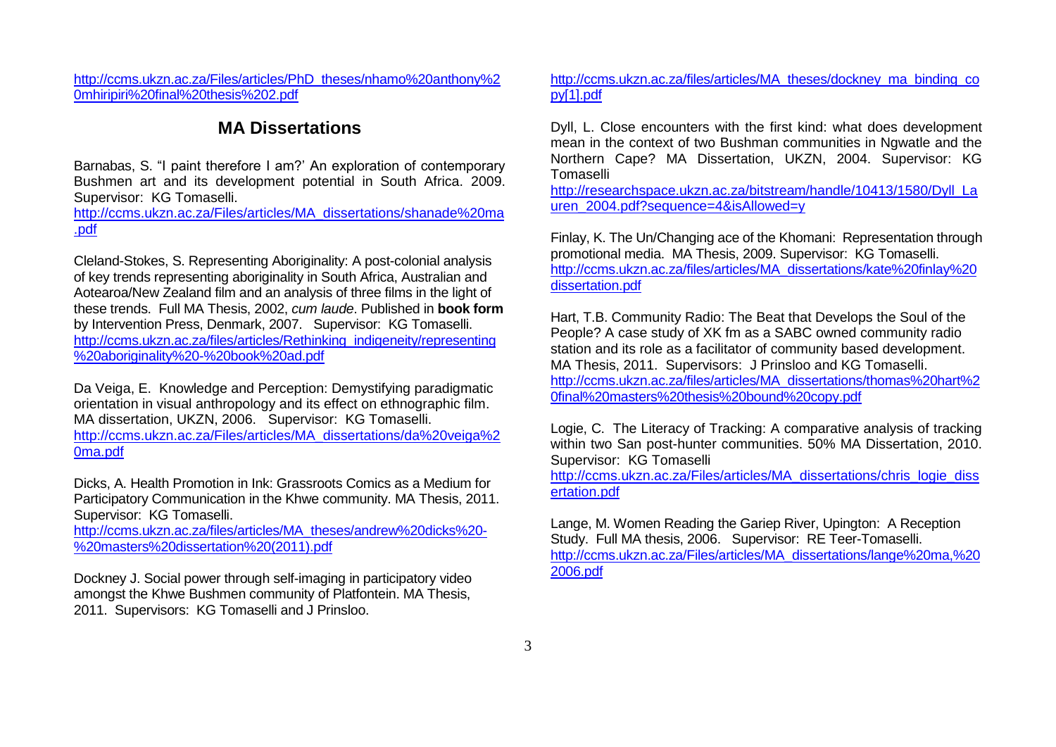http://ccms.ukzn.ac.za/Files/articles/PhD_theses/nhamo%20anthony%20mhiripiri%20final%20thesis%202.pdf

## MA Dissertations

Barnabas, S. "I paint therefore I am?' An exploration of contemporary Bushmen art and its development potential in South Africa. 2009. Supervisor: KG Tomaselli.
http://ccms.ukzn.ac.za/Files/articles/MA_dissertations/shanade%20ma.pdf

Cleland-Stokes, S. Representing Aboriginality: A post-colonial analysis of key trends representing aboriginality in South Africa, Australian and Aotearoa/New Zealand film and an analysis of three films in the light of these trends. Full MA Thesis, 2002, *cum laude*. Published in **book form** by Intervention Press, Denmark, 2007. Supervisor: KG Tomaselli.
http://ccms.ukzn.ac.za/files/articles/Rethinking_indigeneity/representing%20aboriginality%20-%20book%20ad.pdf

Da Veiga, E. Knowledge and Perception: Demystifying paradigmatic orientation in visual anthropology and its effect on ethnographic film. MA dissertation, UKZN, 2006. Supervisor: KG Tomaselli.
http://ccms.ukzn.ac.za/Files/articles/MA_dissertations/da%20veiga%20ma.pdf

Dicks, A. Health Promotion in Ink: Grassroots Comics as a Medium for Participatory Communication in the Khwe community. MA Thesis, 2011. Supervisor: KG Tomaselli.
http://ccms.ukzn.ac.za/files/articles/MA_theses/andrew%20dicks%20-%20masters%20dissertation%20(2011).pdf

Dockney J. Social power through self-imaging in participatory video amongst the Khwe Bushmen community of Platfontein. MA Thesis, 2011. Supervisors: KG Tomaselli and J Prinsloo.
http://ccms.ukzn.ac.za/files/articles/MA_theses/dockney_ma_binding_copy[1].pdf

Dyll, L. Close encounters with the first kind: what does development mean in the context of two Bushman communities in Ngwatle and the Northern Cape? MA Dissertation, UKZN, 2004. Supervisor: KG Tomaselli
http://researchspace.ukzn.ac.za/bitstream/handle/10413/1580/Dyll_Lauren_2004.pdf?sequence=4&isAllowed=y

Finlay, K. The Un/Changing ace of the Khomani: Representation through promotional media. MA Thesis, 2009. Supervisor: KG Tomaselli.
http://ccms.ukzn.ac.za/files/articles/MA_dissertations/kate%20finlay%20dissertation.pdf

Hart, T.B. Community Radio: The Beat that Develops the Soul of the People? A case study of XK fm as a SABC owned community radio station and its role as a facilitator of community based development. MA Thesis, 2011. Supervisors: J Prinsloo and KG Tomaselli.
http://ccms.ukzn.ac.za/files/articles/MA_dissertations/thomas%20hart%20final%20masters%20thesis%20bound%20copy.pdf

Logie, C. The Literacy of Tracking: A comparative analysis of tracking within two San post-hunter communities. 50% MA Dissertation, 2010. Supervisor: KG Tomaselli
http://ccms.ukzn.ac.za/Files/articles/MA_dissertations/chris_logie_dissertation.pdf

Lange, M. Women Reading the Gariep River, Upington: A Reception Study. Full MA thesis, 2006. Supervisor: RE Teer-Tomaselli.
http://ccms.ukzn.ac.za/Files/articles/MA_dissertations/lange%20ma,%202006.pdf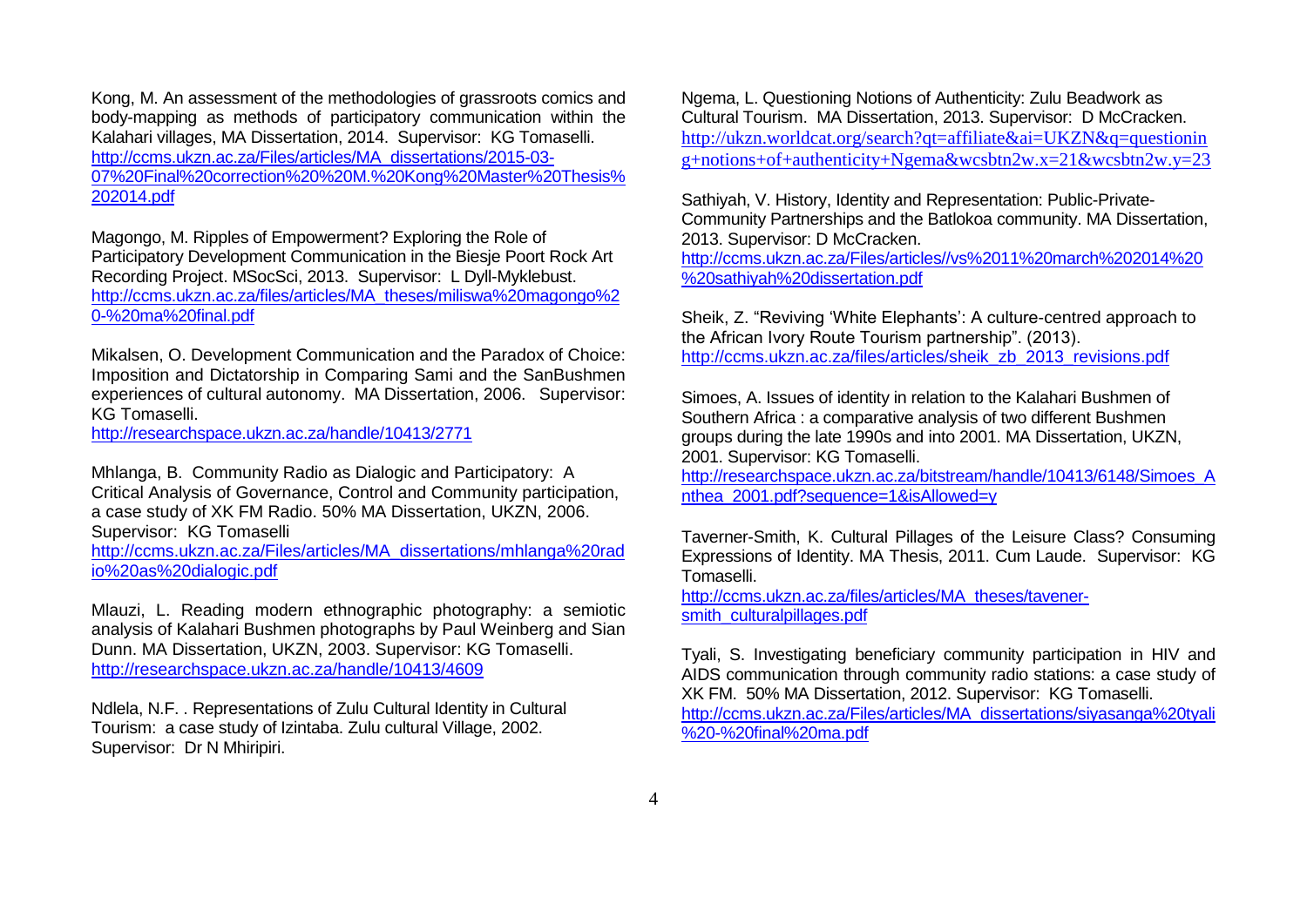Kong, M. An assessment of the methodologies of grassroots comics and body-mapping as methods of participatory communication within the Kalahari villages, MA Dissertation, 2014. Supervisor: KG Tomaselli. http://ccms.ukzn.ac.za/Files/articles/MA_dissertations/2015-03-07%20Final%20correction%20%20M.%20Kong%20Master%20Thesis%202014.pdf

Magongo, M. Ripples of Empowerment? Exploring the Role of Participatory Development Communication in the Biesje Poort Rock Art Recording Project. MSocSci, 2013. Supervisor: L Dyll-Myklebust. http://ccms.ukzn.ac.za/files/articles/MA_theses/miliswa%20magongo%20-%20ma%20final.pdf

Mikalsen, O. Development Communication and the Paradox of Choice: Imposition and Dictatorship in Comparing Sami and the SanBushmen experiences of cultural autonomy. MA Dissertation, 2006. Supervisor: KG Tomaselli.
http://researchspace.ukzn.ac.za/handle/10413/2771

Mhlanga, B. Community Radio as Dialogic and Participatory: A Critical Analysis of Governance, Control and Community participation, a case study of XK FM Radio. 50% MA Dissertation, UKZN, 2006. Supervisor: KG Tomaselli
http://ccms.ukzn.ac.za/Files/articles/MA_dissertations/mhlanga%20radio%20as%20dialogic.pdf

Mlauzi, L. Reading modern ethnographic photography: a semiotic analysis of Kalahari Bushmen photographs by Paul Weinberg and Sian Dunn. MA Dissertation, UKZN, 2003. Supervisor: KG Tomaselli. http://researchspace.ukzn.ac.za/handle/10413/4609

Ndlela, N.F. . Representations of Zulu Cultural Identity in Cultural Tourism: a case study of Izintaba. Zulu cultural Village, 2002. Supervisor: Dr N Mhiripiri.

Ngema, L. Questioning Notions of Authenticity: Zulu Beadwork as Cultural Tourism. MA Dissertation, 2013. Supervisor: D McCracken. http://ukzn.worldcat.org/search?qt=affiliate&ai=UKZN&q=questioning+notions+of+authenticity+Ngema&wcsbtn2w.x=21&wcsbtn2w.y=23

Sathiyah, V. History, Identity and Representation: Public-Private-Community Partnerships and the Batlokoa community. MA Dissertation, 2013. Supervisor: D McCracken.
http://ccms.ukzn.ac.za/Files/articles//vs%2011%20march%202014%20%20sathiyah%20dissertation.pdf

Sheik, Z. "Reviving 'White Elephants': A culture-centred approach to the African Ivory Route Tourism partnership". (2013). http://ccms.ukzn.ac.za/files/articles/sheik_zb_2013_revisions.pdf

Simoes, A. Issues of identity in relation to the Kalahari Bushmen of Southern Africa : a comparative analysis of two different Bushmen groups during the late 1990s and into 2001. MA Dissertation, UKZN, 2001. Supervisor: KG Tomaselli.
http://researchspace.ukzn.ac.za/bitstream/handle/10413/6148/Simoes_Anthea_2001.pdf?sequence=1&isAllowed=y

Taverner-Smith, K. Cultural Pillages of the Leisure Class? Consuming Expressions of Identity. MA Thesis, 2011. Cum Laude. Supervisor: KG Tomaselli.
http://ccms.ukzn.ac.za/files/articles/MA_theses/tavener-smith_culturalpillages.pdf

Tyali, S. Investigating beneficiary community participation in HIV and AIDS communication through community radio stations: a case study of XK FM. 50% MA Dissertation, 2012. Supervisor: KG Tomaselli. http://ccms.ukzn.ac.za/Files/articles/MA_dissertations/siyasanga%20tyali%20-%20final%20ma.pdf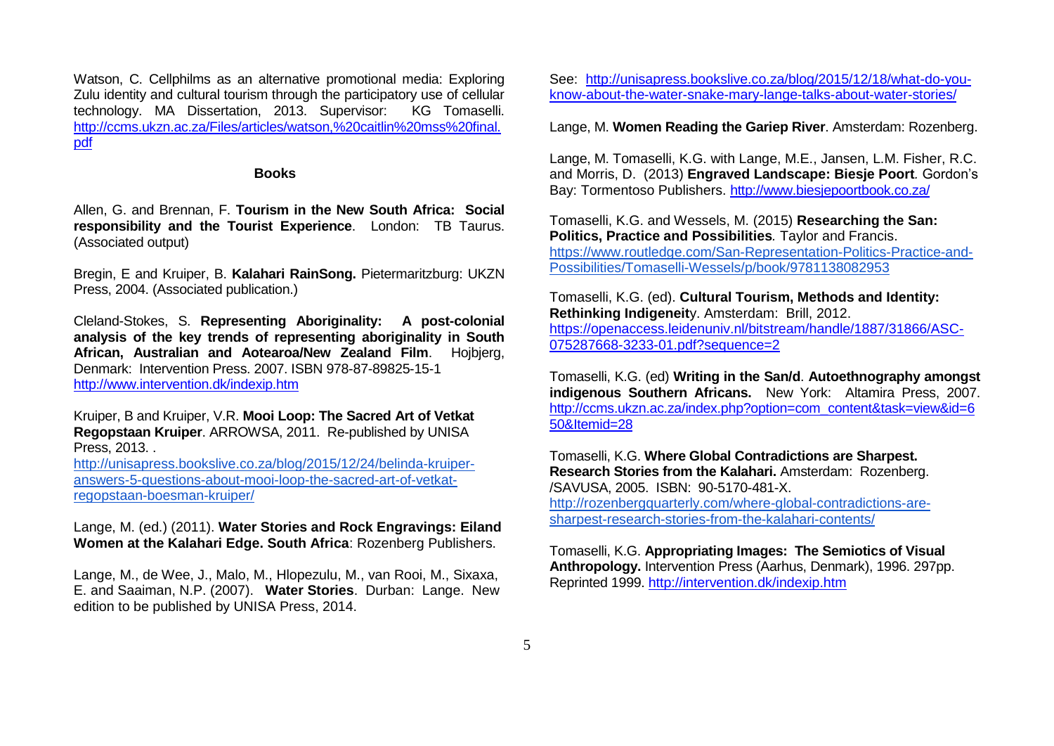Watson, C. Cellphilms as an alternative promotional media: Exploring Zulu identity and cultural tourism through the participatory use of cellular technology. MA Dissertation, 2013. Supervisor: KG Tomaselli. http://ccms.ukzn.ac.za/Files/articles/watson,%20caitlin%20mss%20final.pdf

**Books**

Allen, G. and Brennan, F. **Tourism in the New South Africa: Social responsibility and the Tourist Experience**. London: TB Taurus. (Associated output)

Bregin, E and Kruiper, B. **Kalahari RainSong.** Pietermaritzburg: UKZN Press, 2004. (Associated publication.)

Cleland-Stokes, S. **Representing Aboriginality: A post-colonial analysis of the key trends of representing aboriginality in South African, Australian and Aotearoa/New Zealand Film**. Hojbjerg, Denmark: Intervention Press. 2007. ISBN 978-87-89825-15-1 http://www.intervention.dk/indexip.htm

Kruiper, B and Kruiper, V.R. **Mooi Loop: The Sacred Art of Vetkat Regopstaan Kruiper**. ARROWSA, 2011. Re-published by UNISA Press, 2013. .
http://unisapress.bookslive.co.za/blog/2015/12/24/belinda-kruiper-answers-5-questions-about-mooi-loop-the-sacred-art-of-vetkat-regopstaan-boesman-kruiper/

Lange, M. (ed.) (2011). **Water Stories and Rock Engravings: Eiland Women at the Kalahari Edge. South Africa**: Rozenberg Publishers.

Lange, M., de Wee, J., Malo, M., Hlopezulu, M., van Rooi, M., Sixaxa, E. and Saaiman, N.P. (2007). **Water Stories**. Durban: Lange. New edition to be published by UNISA Press, 2014.

See: http://unisapress.bookslive.co.za/blog/2015/12/18/what-do-you-know-about-the-water-snake-mary-lange-talks-about-water-stories/

Lange, M. **Women Reading the Gariep River**. Amsterdam: Rozenberg.

Lange, M. Tomaselli, K.G. with Lange, M.E., Jansen, L.M. Fisher, R.C. and Morris, D. (2013) **Engraved Landscape: Biesje Poort**. Gordon's Bay: Tormentoso Publishers. http://www.biesjepoortbook.co.za/

Tomaselli, K.G. and Wessels, M. (2015) **Researching the San: Politics, Practice and Possibilities**. Taylor and Francis.
https://www.routledge.com/San-Representation-Politics-Practice-and-Possibilities/Tomaselli-Wessels/p/book/9781138082953

Tomaselli, K.G. (ed). **Cultural Tourism, Methods and Identity: Rethinking Indigeneit**y. Amsterdam: Brill, 2012.
https://openaccess.leidenuniv.nl/bitstream/handle/1887/31866/ASC-075287668-3233-01.pdf?sequence=2

Tomaselli, K.G. (ed) **Writing in the San/d**. **Autoethnography amongst indigenous Southern Africans.** New York: Altamira Press, 2007.
http://ccms.ukzn.ac.za/index.php?option=com_content&task=view&id=650&Itemid=28

Tomaselli, K.G. **Where Global Contradictions are Sharpest. Research Stories from the Kalahari.** Amsterdam: Rozenberg. /SAVUSA, 2005. ISBN: 90-5170-481-X.
http://rozenbergquarterly.com/where-global-contradictions-are-sharpest-research-stories-from-the-kalahari-contents/

Tomaselli, K.G. **Appropriating Images: The Semiotics of Visual Anthropology.** Intervention Press (Aarhus, Denmark), 1996. 297pp. Reprinted 1999. http://intervention.dk/indexip.htm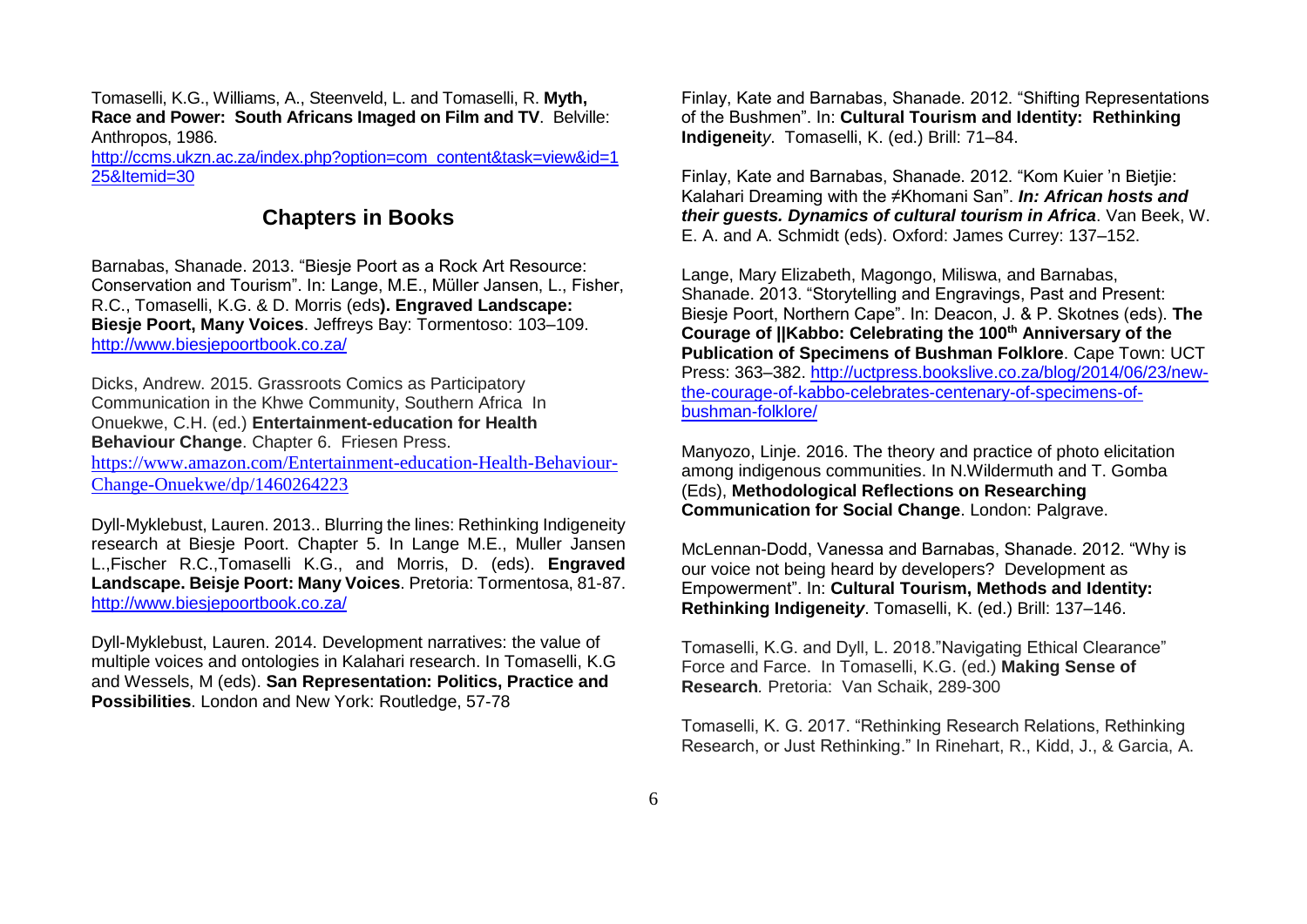Tomaselli, K.G., Williams, A., Steenveld, L. and Tomaselli, R. **Myth, Race and Power: South Africans Imaged on Film and TV**. Belville: Anthropos, 1986.
http://ccms.ukzn.ac.za/index.php?option=com_content&task=view&id=125&Itemid=30

## Chapters in Books

Barnabas, Shanade. 2013. "Biesje Poort as a Rock Art Resource: Conservation and Tourism". In: Lange, M.E., Müller Jansen, L., Fisher, R.C., Tomaselli, K.G. & D. Morris (eds**). Engraved Landscape: Biesje Poort, Many Voices**. Jeffreys Bay: Tormentoso: 103–109. http://www.biesjepoortbook.co.za/

Dicks, Andrew. 2015. Grassroots Comics as Participatory Communication in the Khwe Community, Southern Africa In Onuekwe, C.H. (ed.) **Entertainment-education for Health Behaviour Change**. Chapter 6. Friesen Press. https://www.amazon.com/Entertainment-education-Health-Behaviour-Change-Onuekwe/dp/1460264223

Dyll-Myklebust, Lauren. 2013.. Blurring the lines: Rethinking Indigeneity research at Biesje Poort. Chapter 5. In Lange M.E., Muller Jansen L.,Fischer R.C.,Tomaselli K.G., and Morris, D. (eds). **Engraved Landscape. Beisje Poort: Many Voices**. Pretoria: Tormentosa, 81-87. http://www.biesjepoortbook.co.za/

Dyll-Myklebust, Lauren. 2014. Development narratives: the value of multiple voices and ontologies in Kalahari research. In Tomaselli, K.G and Wessels, M (eds). **San Representation: Politics, Practice and Possibilities**. London and New York: Routledge, 57-78

Finlay, Kate and Barnabas, Shanade. 2012. "Shifting Representations of the Bushmen". In: **Cultural Tourism and Identity: Rethinking Indigeneit***y*. Tomaselli, K. (ed.) Brill: 71–84.

Finlay, Kate and Barnabas, Shanade. 2012. "Kom Kuier 'n Bietjie: Kalahari Dreaming with the ≠Khomani San". ***In: African hosts and their guests. Dynamics of cultural tourism in Africa***. Van Beek, W. E. A. and A. Schmidt (eds). Oxford: James Currey: 137–152.

Lange, Mary Elizabeth, Magongo, Miliswa, and Barnabas, Shanade. 2013. "Storytelling and Engravings, Past and Present: Biesje Poort, Northern Cape". In: Deacon, J. & P. Skotnes (eds). **The Courage of ||Kabbo: Celebrating the 100th Anniversary of the Publication of Specimens of Bushman Folklore**. Cape Town: UCT Press: 363–382. http://uctpress.bookslive.co.za/blog/2014/06/23/new-the-courage-of-kabbo-celebrates-centenary-of-specimens-of-bushman-folklore/

Manyozo, Linje. 2016. The theory and practice of photo elicitation among indigenous communities. In N.Wildermuth and T. Gomba (Eds), **Methodological Reflections on Researching Communication for Social Change**. London: Palgrave.

McLennan-Dodd, Vanessa and Barnabas, Shanade. 2012. "Why is our voice not being heard by developers? Development as Empowerment". In: **Cultural Tourism, Methods and Identity: Rethinking Indigeneit***y*. Tomaselli, K. (ed.) Brill: 137–146.

Tomaselli, K.G. and Dyll, L. 2018."Navigating Ethical Clearance" Force and Farce. In Tomaselli, K.G. (ed.) **Making Sense of Research***.* Pretoria: Van Schaik, 289-300

Tomaselli, K. G. 2017. "Rethinking Research Relations, Rethinking Research, or Just Rethinking." In Rinehart, R., Kidd, J., & Garcia, A.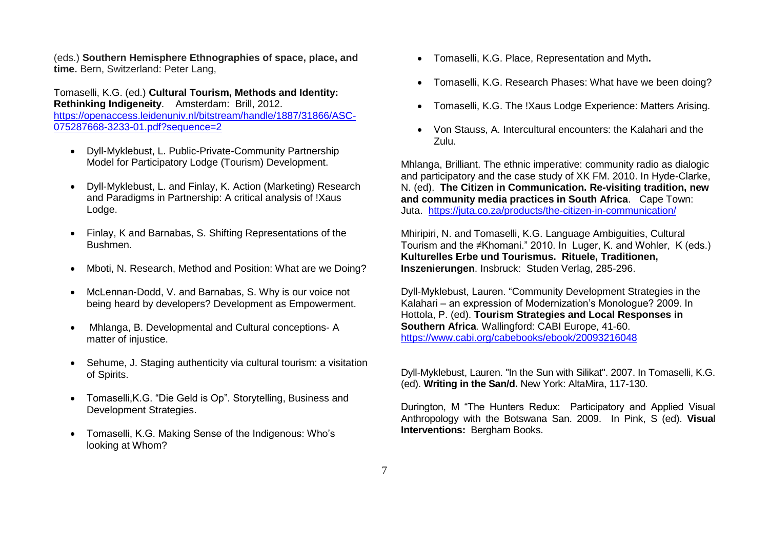(eds.) **Southern Hemisphere Ethnographies of space, place, and time.** Bern, Switzerland: Peter Lang,

Tomaselli, K.G. (ed.) **Cultural Tourism, Methods and Identity: Rethinking Indigeneity**. Amsterdam: Brill, 2012. https://openaccess.leidenuniv.nl/bitstream/handle/1887/31866/ASC-075287668-3233-01.pdf?sequence=2

- Dyll-Myklebust, L. Public-Private-Community Partnership Model for Participatory Lodge (Tourism) Development.
- Dyll-Myklebust, L. and Finlay, K. Action (Marketing) Research and Paradigms in Partnership: A critical analysis of !Xaus Lodge.
- Finlay, K and Barnabas, S. Shifting Representations of the Bushmen.
- Mboti, N. Research, Method and Position: What are we Doing?
- McLennan-Dodd, V. and Barnabas, S. Why is our voice not being heard by developers? Development as Empowerment.
- Mhlanga, B. Developmental and Cultural conceptions- A matter of injustice.
- Sehume, J. Staging authenticity via cultural tourism: a visitation of Spirits.
- Tomaselli,K.G. "Die Geld is Op". Storytelling, Business and Development Strategies.
- Tomaselli, K.G. Making Sense of the Indigenous: Who's looking at Whom?
- Tomaselli, K.G. Place, Representation and Myth**.**
- Tomaselli, K.G. Research Phases: What have we been doing?
- Tomaselli, K.G. The !Xaus Lodge Experience: Matters Arising.
- Von Stauss, A. Intercultural encounters: the Kalahari and the Zulu.

Mhlanga, Brilliant. The ethnic imperative: community radio as dialogic and participatory and the case study of XK FM. 2010. In Hyde-Clarke, N. (ed). **The Citizen in Communication. Re-visiting tradition, new and community media practices in South Africa**. Cape Town: Juta. https://juta.co.za/products/the-citizen-in-communication/

Mhiripiri, N. and Tomaselli, K.G. Language Ambiguities, Cultural Tourism and the ≠Khomani." 2010. In Luger, K. and Wohler, K (eds.) **Kulturelles Erbe und Tourismus. Rituele, Traditionen, Inszenierungen**. Insbruck: Studen Verlag, 285-296.

Dyll-Myklebust, Lauren. "Community Development Strategies in the Kalahari – an expression of Modernization's Monologue? 2009. In Hottola, P. (ed). **Tourism Strategies and Local Responses in Southern Africa**. Wallingford: CABI Europe, 41-60. https://www.cabi.org/cabebooks/ebook/20093216048

Dyll-Myklebust, Lauren. "In the Sun with Silikat". 2007. In Tomaselli, K.G. (ed). **Writing in the San/d.** New York: AltaMira, 117-130.

Durington, M "The Hunters Redux: Participatory and Applied Visual Anthropology with the Botswana San. 2009. In Pink, S (ed). **Visual Interventions:** Bergham Books.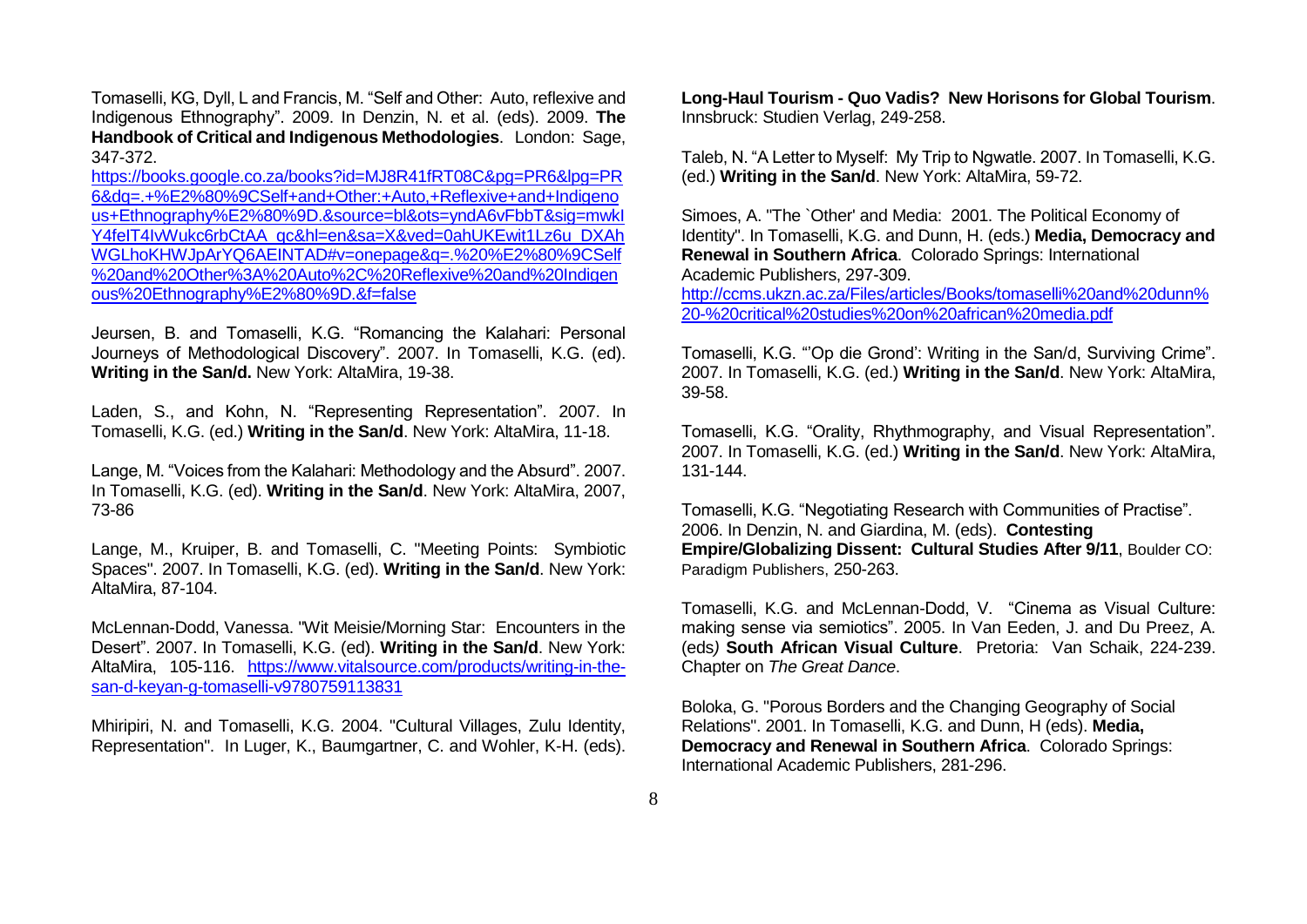Tomaselli, KG, Dyll, L and Francis, M. "Self and Other: Auto, reflexive and Indigenous Ethnography". 2009. In Denzin, N. et al. (eds). 2009. **The Handbook of Critical and Indigenous Methodologies**. London: Sage, 347-372.
https://books.google.co.za/books?id=MJ8R41fRT08C&pg=PR6&lpg=PR6&dq=.+%E2%80%9CSelf+and+Other:+Auto,+Reflexive+and+Indigenous+Ethnography%E2%80%9D.&source=bl&ots=yndA6vFbbT&sig=mwklY4feIT4IvWukc6rbCtAA_qc&hl=en&sa=X&ved=0ahUKEwit1Lz6u_DXAhWGLhoKHWJpArYQ6AEINTAD#v=onepage&q=.%20%E2%80%9CSelf%20and%20Other%3A%20Auto%2C%20Reflexive%20and%20Indigenous%20Ethnography%E2%80%9D.&f=false

Jeursen, B. and Tomaselli, K.G. "Romancing the Kalahari: Personal Journeys of Methodological Discovery". 2007. In Tomaselli, K.G. (ed). **Writing in the San/d.** New York: AltaMira, 19-38.

Laden, S., and Kohn, N. "Representing Representation". 2007. In Tomaselli, K.G. (ed.) **Writing in the San/d**. New York: AltaMira, 11-18.

Lange, M. "Voices from the Kalahari: Methodology and the Absurd". 2007. In Tomaselli, K.G. (ed). **Writing in the San/d**. New York: AltaMira, 2007, 73-86

Lange, M., Kruiper, B. and Tomaselli, C. "Meeting Points: Symbiotic Spaces". 2007. In Tomaselli, K.G. (ed). **Writing in the San/d**. New York: AltaMira, 87-104.

McLennan-Dodd, Vanessa. "Wit Meisie/Morning Star: Encounters in the Desert". 2007. In Tomaselli, K.G. (ed). **Writing in the San/d**. New York: AltaMira, 105-116. https://www.vitalsource.com/products/writing-in-the-san-d-keyan-g-tomaselli-v9780759113831

Mhiripiri, N. and Tomaselli, K.G. 2004. "Cultural Villages, Zulu Identity, Representation". In Luger, K., Baumgartner, C. and Wohler, K-H. (eds). **Long-Haul Tourism - Quo Vadis? New Horisons for Global Tourism**. Innsbruck: Studien Verlag, 249-258.

Taleb, N. "A Letter to Myself: My Trip to Ngwatle. 2007. In Tomaselli, K.G. (ed.) **Writing in the San/d**. New York: AltaMira, 59-72.

Simoes, A. "The `Other' and Media: 2001. The Political Economy of Identity". In Tomaselli, K.G. and Dunn, H. (eds.) **Media, Democracy and Renewal in Southern Africa**. Colorado Springs: International Academic Publishers, 297-309.
http://ccms.ukzn.ac.za/Files/articles/Books/tomaselli%20and%20dunn%20-%20critical%20studies%20on%20african%20media.pdf

Tomaselli, K.G. "'Op die Grond': Writing in the San/d, Surviving Crime". 2007. In Tomaselli, K.G. (ed.) **Writing in the San/d**. New York: AltaMira, 39-58.

Tomaselli, K.G. "Orality, Rhythmography, and Visual Representation". 2007. In Tomaselli, K.G. (ed.) **Writing in the San/d**. New York: AltaMira, 131-144.

Tomaselli, K.G. "Negotiating Research with Communities of Practise". 2006. In Denzin, N. and Giardina, M. (eds). **Contesting Empire/Globalizing Dissent: Cultural Studies After 9/11**, Boulder CO: Paradigm Publishers, 250-263.

Tomaselli, K.G. and McLennan-Dodd, V. "Cinema as Visual Culture: making sense via semiotics". 2005. In Van Eeden, J. and Du Preez, A. (eds*)* **South African Visual Culture**. Pretoria: Van Schaik, 224-239. Chapter on *The Great Dance*.

Boloka, G. "Porous Borders and the Changing Geography of Social Relations". 2001. In Tomaselli, K.G. and Dunn, H (eds). **Media, Democracy and Renewal in Southern Africa**. Colorado Springs: International Academic Publishers, 281-296.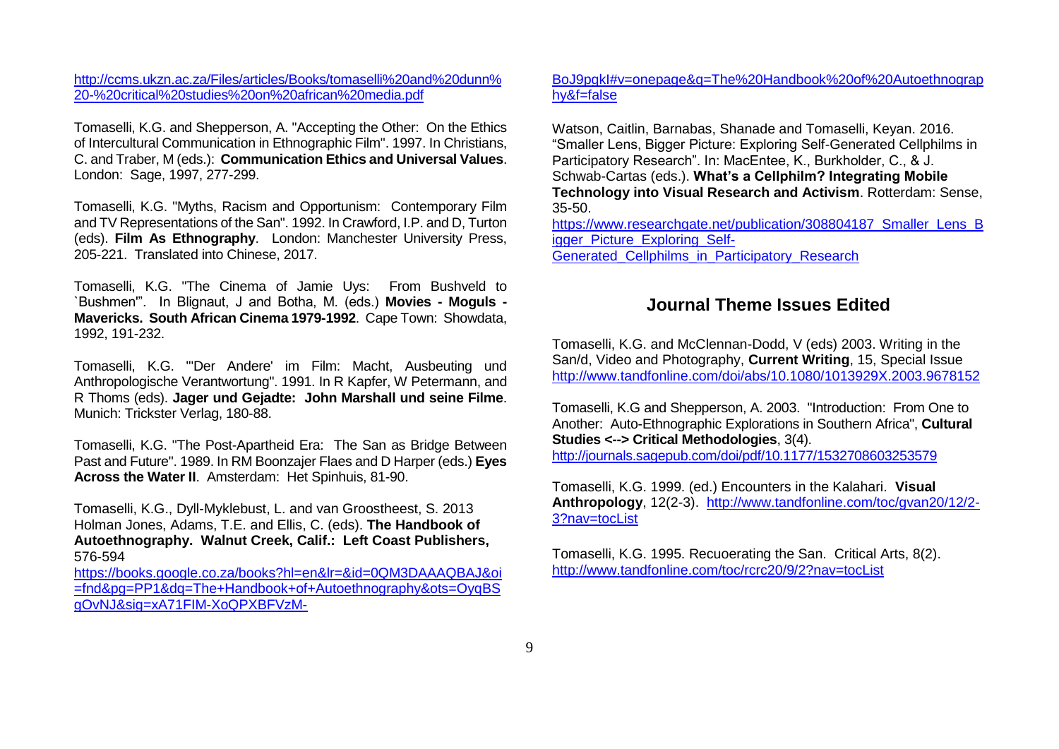http://ccms.ukzn.ac.za/Files/articles/Books/tomaselli%20and%20dunn%20-%20critical%20studies%20on%20african%20media.pdf

Tomaselli, K.G. and Shepperson, A. "Accepting the Other: On the Ethics of Intercultural Communication in Ethnographic Film". 1997. In Christians, C. and Traber, M (eds.): **Communication Ethics and Universal Values**. London: Sage, 1997, 277-299.

Tomaselli, K.G. "Myths, Racism and Opportunism: Contemporary Film and TV Representations of the San". 1992. In Crawford, I.P. and D, Turton (eds). **Film As Ethnography**. London: Manchester University Press, 205-221. Translated into Chinese, 2017.

Tomaselli, K.G. "The Cinema of Jamie Uys: From Bushveld to `Bushmen'". In Blignaut, J and Botha, M. (eds.) **Movies - Moguls - Mavericks. South African Cinema 1979-1992**. Cape Town: Showdata, 1992, 191-232.

Tomaselli, K.G. "'Der Andere' im Film: Macht, Ausbeuting und Anthropologische Verantwortung". 1991. In R Kapfer, W Petermann, and R Thoms (eds). **Jager und Gejadte: John Marshall und seine Filme**. Munich: Trickster Verlag, 180-88.

Tomaselli, K.G. "The Post-Apartheid Era: The San as Bridge Between Past and Future". 1989. In RM Boonzajer Flaes and D Harper (eds.) **Eyes Across the Water II**. Amsterdam: Het Spinhuis, 81-90.

Tomaselli, K.G., Dyll-Myklebust, L. and van Grootheest, S. 2013 Holman Jones, Adams, T.E. and Ellis, C. (eds). **The Handbook of Autoethnography. Walnut Creek, Calif.: Left Coast Publishers,** 576-594
https://books.google.co.za/books?hl=en&lr=&id=0QM3DAAAQBAJ&oi=fnd&pg=PP1&dq=The+Handbook+of+Autoethnography&ots=OyqBSgOvNJ&sig=xA71FIM-XoQPXBFVzM-BoJ9pgkI#v=onepage&q=The%20Handbook%20of%20Autoethnography&f=false

Watson, Caitlin, Barnabas, Shanade and Tomaselli, Keyan. 2016. "Smaller Lens, Bigger Picture: Exploring Self-Generated Cellphilms in Participatory Research". In: MacEntee, K., Burkholder, C., & J. Schwab-Cartas (eds.). **What's a Cellphilm? Integrating Mobile Technology into Visual Research and Activism**. Rotterdam: Sense, 35-50.
https://www.researchgate.net/publication/308804187_Smaller_Lens_Bigger_Picture_Exploring_Self-Generated_Cellphilms_in_Participatory_Research

## Journal Theme Issues Edited

Tomaselli, K.G. and McClennan-Dodd, V (eds) 2003. Writing in the San/d, Video and Photography, **Current Writing**, 15, Special Issue
http://www.tandfonline.com/doi/abs/10.1080/1013929X.2003.9678152

Tomaselli, K.G and Shepperson, A. 2003. "Introduction: From One to Another: Auto-Ethnographic Explorations in Southern Africa", **Cultural Studies <--> Critical Methodologies**, 3(4).
http://journals.sagepub.com/doi/pdf/10.1177/1532708603253579

Tomaselli, K.G. 1999. (ed.) Encounters in the Kalahari. **Visual Anthropology**, 12(2-3). http://www.tandfonline.com/toc/gvan20/12/2-3?nav=tocList

Tomaselli, K.G. 1995. Recuoerating the San. Critical Arts, 8(2).
http://www.tandfonline.com/toc/rcrc20/9/2?nav=tocList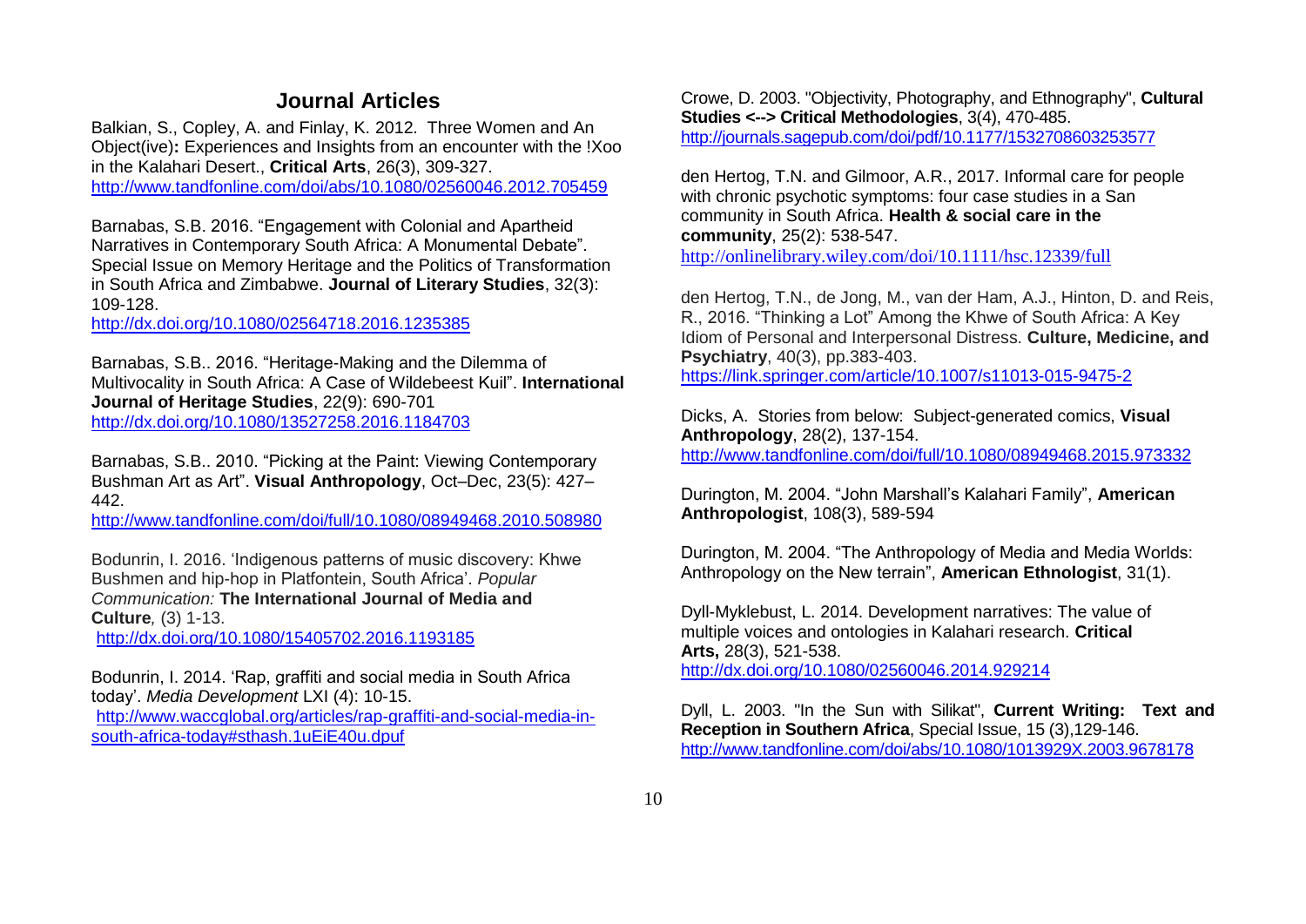## Journal Articles

Balkian, S., Copley, A. and Finlay, K. 2012. Three Women and An Object(ive)**:** Experiences and Insights from an encounter with the !Xoo in the Kalahari Desert., **Critical Arts**, 26(3), 309-327. http://www.tandfonline.com/doi/abs/10.1080/02560046.2012.705459

Barnabas, S.B. 2016. "Engagement with Colonial and Apartheid Narratives in Contemporary South Africa: A Monumental Debate". Special Issue on Memory Heritage and the Politics of Transformation in South Africa and Zimbabwe. **Journal of Literary Studies**, 32(3): 109-128.
http://dx.doi.org/10.1080/02564718.2016.1235385

Barnabas, S.B.. 2016. "Heritage-Making and the Dilemma of Multivocality in South Africa: A Case of Wildebeest Kuil". **International Journal of Heritage Studies**, 22(9): 690-701
http://dx.doi.org/10.1080/13527258.2016.1184703

Barnabas, S.B.. 2010. "Picking at the Paint: Viewing Contemporary Bushman Art as Art". **Visual Anthropology**, Oct–Dec, 23(5): 427–442.
http://www.tandfonline.com/doi/full/10.1080/08949468.2010.508980

Bodunrin, I. 2016. 'Indigenous patterns of music discovery: Khwe Bushmen and hip-hop in Platfontein, South Africa'. *Popular Communication:* **The International Journal of Media and Culture***,* (3) 1-13.
http://dx.doi.org/10.1080/15405702.2016.1193185

Bodunrin, I. 2014. 'Rap, graffiti and social media in South Africa today'. *Media Development* LXI (4): 10-15.
http://www.waccglobal.org/articles/rap-graffiti-and-social-media-in-south-africa-today#sthash.1uEiE40u.dpuf

Crowe, D. 2003. "Objectivity, Photography, and Ethnography", **Cultural Studies <--> Critical Methodologies**, 3(4), 470-485.
http://journals.sagepub.com/doi/pdf/10.1177/1532708603253577

den Hertog, T.N. and Gilmoor, A.R., 2017. Informal care for people with chronic psychotic symptoms: four case studies in a San community in South Africa. **Health & social care in the community**, 25(2): 538-547.
http://onlinelibrary.wiley.com/doi/10.1111/hsc.12339/full

den Hertog, T.N., de Jong, M., van der Ham, A.J., Hinton, D. and Reis, R., 2016. "Thinking a Lot" Among the Khwe of South Africa: A Key Idiom of Personal and Interpersonal Distress. **Culture, Medicine, and Psychiatry**, 40(3), pp.383-403.
https://link.springer.com/article/10.1007/s11013-015-9475-2

Dicks, A. Stories from below: Subject-generated comics, **Visual Anthropology**, 28(2), 137-154.
http://www.tandfonline.com/doi/full/10.1080/08949468.2015.973332

Durington, M. 2004. "John Marshall's Kalahari Family", **American Anthropologist**, 108(3), 589-594

Durington, M. 2004. "The Anthropology of Media and Media Worlds: Anthropology on the New terrain", **American Ethnologist**, 31(1).

Dyll-Myklebust, L. 2014. Development narratives: The value of multiple voices and ontologies in Kalahari research. **Critical Arts,** 28(3), 521-538.
http://dx.doi.org/10.1080/02560046.2014.929214

Dyll, L. 2003. "In the Sun with Silikat", **Current Writing: Text and Reception in Southern Africa**, Special Issue, 15 (3),129-146.
http://www.tandfonline.com/doi/abs/10.1080/1013929X.2003.9678178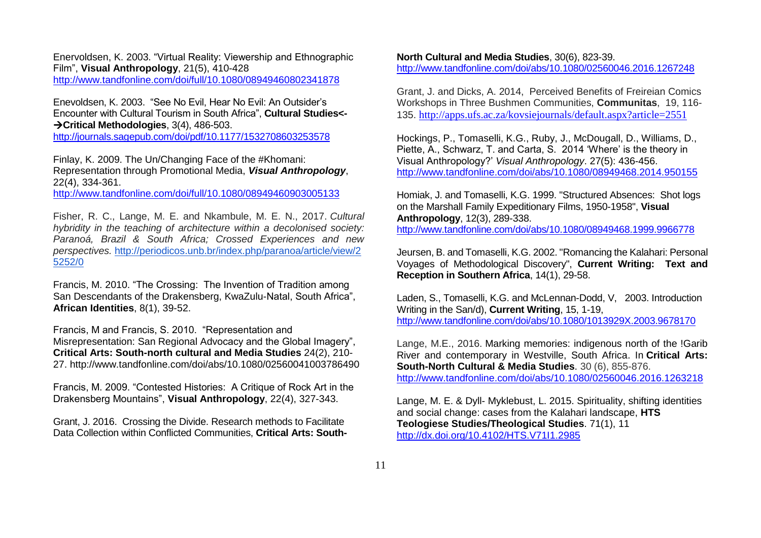Enervoldsen, K. 2003. “Virtual Reality: Viewership and Ethnographic Film”, **Visual Anthropology**, 21(5), 410-428
http://www.tandfonline.com/doi/full/10.1080/08949460802341878

Enevoldsen, K. 2003. “See No Evil, Hear No Evil: An Outsider’s Encounter with Cultural Tourism in South Africa”, **Cultural Studies<-→Critical Methodologies**, 3(4), 486-503.
http://journals.sagepub.com/doi/pdf/10.1177/1532708603253578

Finlay, K. 2009. The Un/Changing Face of the #Khomani: Representation through Promotional Media, ***Visual Anthropology***, 22(4), 334-361.
http://www.tandfonline.com/doi/full/10.1080/08949460903005133

Fisher, R. C., Lange, M. E. and Nkambule, M. E. N., 2017. *Cultural hybridity in the teaching of architecture within a decolonised society: Paranoá, Brazil & South Africa; Crossed Experiences and new perspectives.* http://periodicos.unb.br/index.php/paranoa/article/view/25252/0

Francis, M. 2010. “The Crossing: The Invention of Tradition among San Descendants of the Drakensberg, KwaZulu-Natal, South Africa”, **African Identities**, 8(1), 39-52.

Francis, M and Francis, S. 2010. “Representation and Misrepresentation: San Regional Advocacy and the Global Imagery”, **Critical Arts: South-north cultural and Media Studies** 24(2), 210-27. http://www.tandfonline.com/doi/abs/10.1080/02560041003786490

Francis, M. 2009. “Contested Histories: A Critique of Rock Art in the Drakensberg Mountains”, **Visual Anthropology**, 22(4), 327-343.

Grant, J. 2016. Crossing the Divide. Research methods to Facilitate Data Collection within Conflicted Communities, **Critical Arts: South-North Cultural and Media Studies**, 30(6), 823-39.
http://www.tandfonline.com/doi/abs/10.1080/02560046.2016.1267248

Grant, J. and Dicks, A. 2014, Perceived Benefits of Freireian Comics Workshops in Three Bushmen Communities, **Communitas**, 19, 116-135. http://apps.ufs.ac.za/kovsiejournals/default.aspx?article=2551

Hockings, P., Tomaselli, K.G., Ruby, J., McDougall, D., Williams, D., Piette, A., Schwarz, T. and Carta, S. 2014 ‘Where’ is the theory in Visual Anthropology?’ *Visual Anthropology*. 27(5): 436-456.
http://www.tandfonline.com/doi/abs/10.1080/08949468.2014.950155

Homiak, J. and Tomaselli, K.G. 1999. "Structured Absences: Shot logs on the Marshall Family Expeditionary Films, 1950-1958", **Visual Anthropology**, 12(3), 289-338.
http://www.tandfonline.com/doi/abs/10.1080/08949468.1999.9966778

Jeursen, B. and Tomaselli, K.G. 2002. "Romancing the Kalahari: Personal Voyages of Methodological Discovery", **Current Writing: Text and Reception in Southern Africa**, 14(1), 29-58.

Laden, S., Tomaselli, K.G. and McLennan-Dodd, V, 2003. Introduction Writing in the San/d), **Current Writing**, 15, 1-19,
http://www.tandfonline.com/doi/abs/10.1080/1013929X.2003.9678170

Lange, M.E., 2016. Marking memories: indigenous north of the !Garib River and contemporary in Westville, South Africa. In **Critical Arts: South-North Cultural & Media Studies**. 30 (6), 855-876.
http://www.tandfonline.com/doi/abs/10.1080/02560046.2016.1263218

Lange, M. E. & Dyll- Myklebust, L. 2015. Spirituality, shifting identities and social change: cases from the Kalahari landscape, **HTS Teologiese Studies/Theological Studies**. 71(1), 11
http://dx.doi.org/10.4102/HTS.V71I1.2985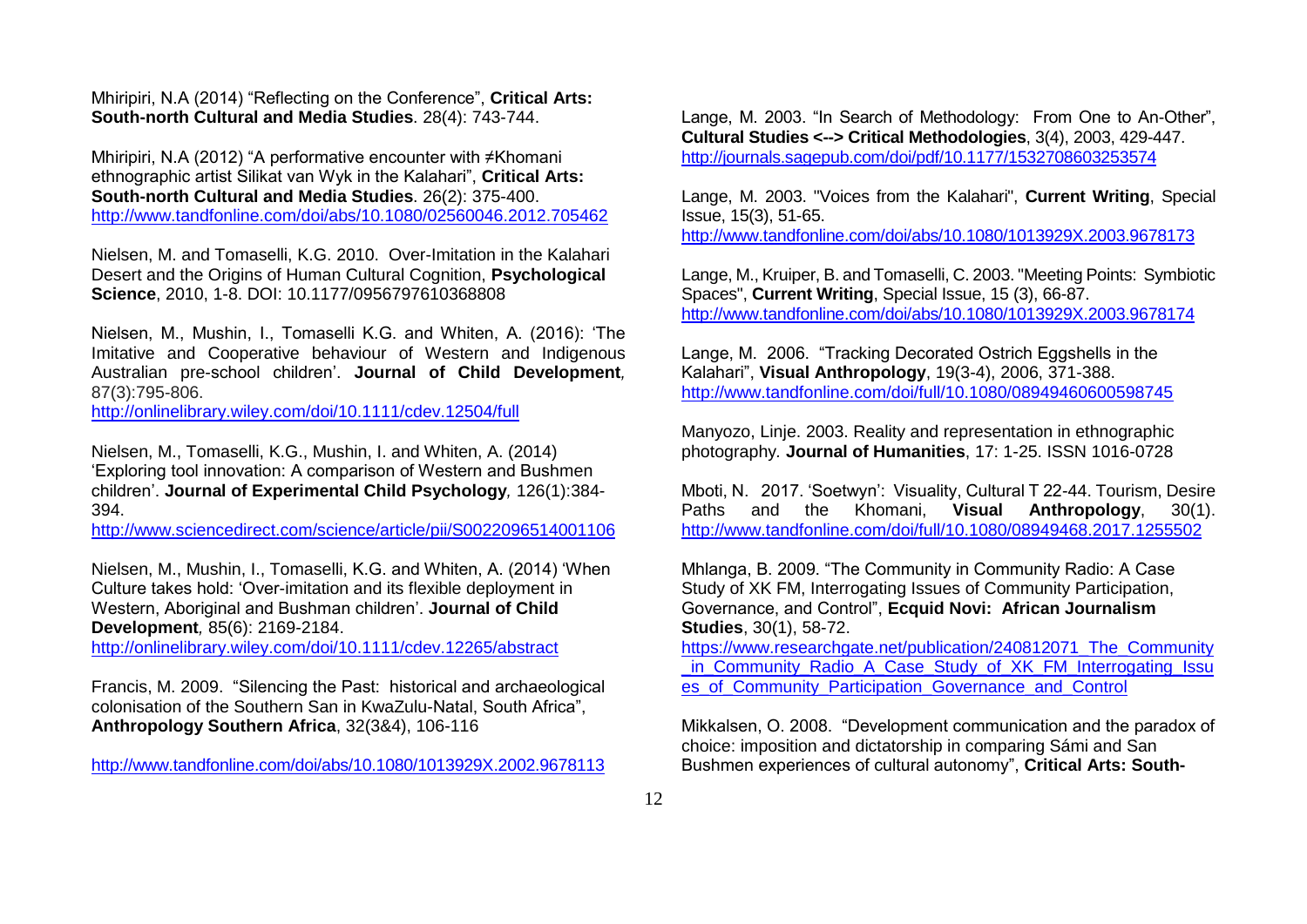Mhiripiri, N.A (2014) "Reflecting on the Conference", **Critical Arts: South-north Cultural and Media Studies**. 28(4): 743-744.

Mhiripiri, N.A (2012) "A performative encounter with ≠Khomani ethnographic artist Silikat van Wyk in the Kalahari", **Critical Arts: South-north Cultural and Media Studies**. 26(2): 375-400. http://www.tandfonline.com/doi/abs/10.1080/02560046.2012.705462

Nielsen, M. and Tomaselli, K.G. 2010. Over-Imitation in the Kalahari Desert and the Origins of Human Cultural Cognition, **Psychological Science**, 2010, 1-8. DOI: 10.1177/0956797610368808

Nielsen, M., Mushin, I., Tomaselli K.G. and Whiten, A. (2016): 'The Imitative and Cooperative behaviour of Western and Indigenous Australian pre-school children'. **Journal of Child Development**, 87(3):795-806. http://onlinelibrary.wiley.com/doi/10.1111/cdev.12504/full

Nielsen, M., Tomaselli, K.G., Mushin, I. and Whiten, A. (2014) 'Exploring tool innovation: A comparison of Western and Bushmen children'. **Journal of Experimental Child Psychology**, 126(1):384-394. http://www.sciencedirect.com/science/article/pii/S0022096514001106

Nielsen, M., Mushin, I., Tomaselli, K.G. and Whiten, A. (2014) 'When Culture takes hold: 'Over-imitation and its flexible deployment in Western, Aboriginal and Bushman children'. **Journal of Child Development**, 85(6): 2169-2184. http://onlinelibrary.wiley.com/doi/10.1111/cdev.12265/abstract

Francis, M. 2009. "Silencing the Past: historical and archaeological colonisation of the Southern San in KwaZulu-Natal, South Africa", **Anthropology Southern Africa**, 32(3&4), 106-116

http://www.tandfonline.com/doi/abs/10.1080/1013929X.2002.9678113

Lange, M. 2003. "In Search of Methodology: From One to An-Other", **Cultural Studies <--> Critical Methodologies**, 3(4), 2003, 429-447. http://journals.sagepub.com/doi/pdf/10.1177/1532708603253574

Lange, M. 2003. "Voices from the Kalahari", **Current Writing**, Special Issue, 15(3), 51-65. http://www.tandfonline.com/doi/abs/10.1080/1013929X.2003.9678173

Lange, M., Kruiper, B. and Tomaselli, C. 2003. "Meeting Points: Symbiotic Spaces", **Current Writing**, Special Issue, 15 (3), 66-87. http://www.tandfonline.com/doi/abs/10.1080/1013929X.2003.9678174

Lange, M. 2006. "Tracking Decorated Ostrich Eggshells in the Kalahari", **Visual Anthropology**, 19(3-4), 2006, 371-388. http://www.tandfonline.com/doi/full/10.1080/08949460600598745

Manyozo, Linje. 2003. Reality and representation in ethnographic photography. **Journal of Humanities**, 17: 1-25. ISSN 1016-0728

Mboti, N. 2017. 'Soetwyn': Visuality, Cultural T 22-44. Tourism, Desire Paths and the Khomani, **Visual Anthropology**, 30(1). http://www.tandfonline.com/doi/full/10.1080/08949468.2017.1255502

Mhlanga, B. 2009. "The Community in Community Radio: A Case Study of XK FM, Interrogating Issues of Community Participation, Governance, and Control", **Ecquid Novi: African Journalism Studies**, 30(1), 58-72. https://www.researchgate.net/publication/240812071_The_Community_in_Community_Radio_A_Case_Study_of_XK_FM_Interrogating_Issues_of_Community_Participation_Governance_and_Control

Mikkalsen, O. 2008. "Development communication and the paradox of choice: imposition and dictatorship in comparing Sámi and San Bushmen experiences of cultural autonomy", **Critical Arts: South-**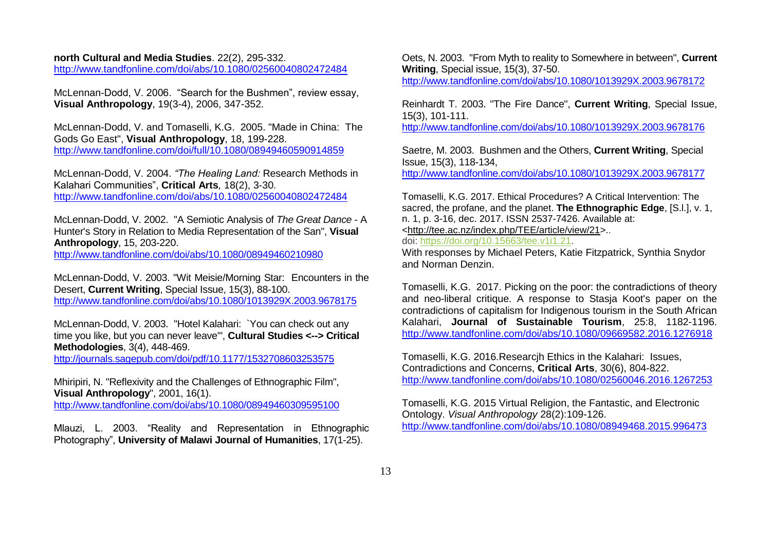**north Cultural and Media Studies**. 22(2), 295-332.
http://www.tandfonline.com/doi/abs/10.1080/02560040802472484

McLennan-Dodd, V. 2006. "Search for the Bushmen", review essay, **Visual Anthropology**, 19(3-4), 2006, 347-352.

McLennan-Dodd, V. and Tomaselli, K.G. 2005. "Made in China: The Gods Go East", **Visual Anthropology**, 18, 199-228.
http://www.tandfonline.com/doi/full/10.1080/08949460590914859

McLennan-Dodd, V. 2004. *"The Healing Land:* Research Methods in Kalahari Communities", **Critical Arts***,* 18(2), 3-30.
http://www.tandfonline.com/doi/abs/10.1080/02560040802472484

McLennan-Dodd, V. 2002. "A Semiotic Analysis of *The Great Dance* - A Hunter's Story in Relation to Media Representation of the San", **Visual Anthropology**, 15, 203-220.
http://www.tandfonline.com/doi/abs/10.1080/08949460210980

McLennan-Dodd, V. 2003. "Wit Meisie/Morning Star: Encounters in the Desert, **Current Writing**, Special Issue, 15(3), 88-100.
http://www.tandfonline.com/doi/abs/10.1080/1013929X.2003.9678175

McLennan-Dodd, V. 2003. "Hotel Kalahari: `You can check out any time you like, but you can never leave'", **Cultural Studies <--> Critical Methodologies**, 3(4), 448-469.
http://journals.sagepub.com/doi/pdf/10.1177/1532708603253575

Mhiripiri, N. "Reflexivity and the Challenges of Ethnographic Film", **Visual Anthropology**", 2001, 16(1).
http://www.tandfonline.com/doi/abs/10.1080/08949460309595100

Mlauzi, L. 2003. "Reality and Representation in Ethnographic Photography", **University of Malawi Journal of Humanities**, 17(1-25).

Oets, N. 2003. "From Myth to reality to Somewhere in between", **Current Writing**, Special issue, 15(3), 37-50.
http://www.tandfonline.com/doi/abs/10.1080/1013929X.2003.9678172

Reinhardt T. 2003. "The Fire Dance", **Current Writing**, Special Issue, 15(3), 101-111.
http://www.tandfonline.com/doi/abs/10.1080/1013929X.2003.9678176

Saetre, M. 2003. Bushmen and the Others, **Current Writing**, Special Issue, 15(3), 118-134,
http://www.tandfonline.com/doi/abs/10.1080/1013929X.2003.9678177

Tomaselli, K.G. 2017. Ethical Procedures? A Critical Intervention: The sacred, the profane, and the planet. **The Ethnographic Edge**, [S.l.], v. 1, n. 1, p. 3-16, dec. 2017. ISSN 2537-7426. Available at: <http://tee.ac.nz/index.php/TEE/article/view/21>..
doi: https://doi.org/10.15663/tee.v1i1.21.
With responses by Michael Peters, Katie Fitzpatrick, Synthia Snydor and Norman Denzin.

Tomaselli, K.G. 2017. Picking on the poor: the contradictions of theory and neo-liberal critique. A response to Stasja Koot's paper on the contradictions of capitalism for Indigenous tourism in the South African Kalahari, **Journal of Sustainable Tourism**, 25:8, 1182-1196.
http://www.tandfonline.com/doi/abs/10.1080/09669582.2016.1276918

Tomaselli, K.G. 2016.Researcjh Ethics in the Kalahari: Issues, Contradictions and Concerns, **Critical Arts**, 30(6), 804-822.
http://www.tandfonline.com/doi/abs/10.1080/02560046.2016.1267253

Tomaselli, K.G. 2015 Virtual Religion, the Fantastic, and Electronic Ontology. *Visual Anthropology* 28(2):109-126.
http://www.tandfonline.com/doi/abs/10.1080/08949468.2015.996473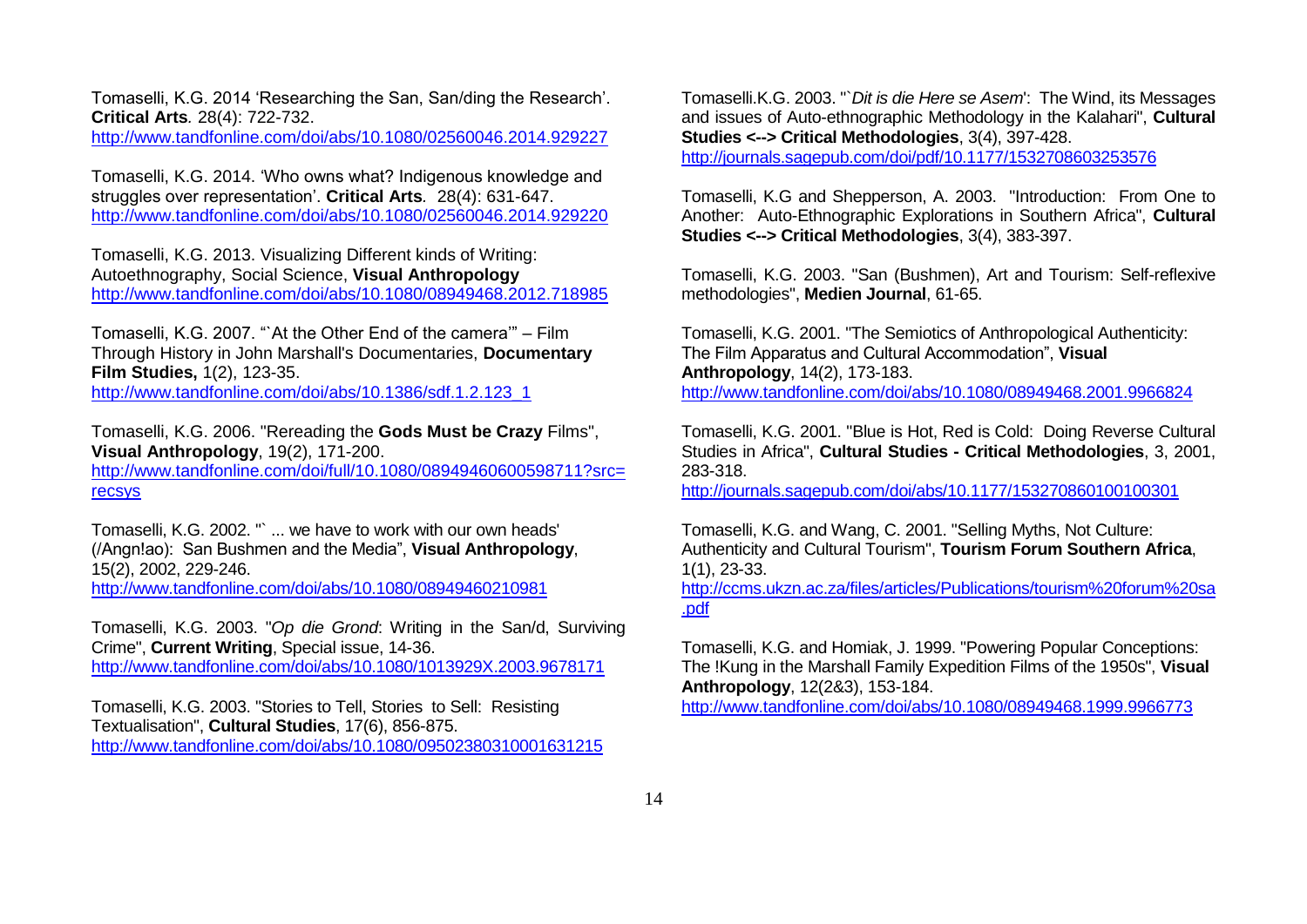Tomaselli, K.G. 2014 'Researching the San, San/ding the Research'. **Critical Arts**. 28(4): 722-732.
http://www.tandfonline.com/doi/abs/10.1080/02560046.2014.929227

Tomaselli, K.G. 2014. 'Who owns what? Indigenous knowledge and struggles over representation'. **Critical Arts**. 28(4): 631-647.
http://www.tandfonline.com/doi/abs/10.1080/02560046.2014.929220

Tomaselli, K.G. 2013. Visualizing Different kinds of Writing: Autoethnography, Social Science, **Visual Anthropology**
http://www.tandfonline.com/doi/abs/10.1080/08949468.2012.718985

Tomaselli, K.G. 2007. "`At the Other End of the camera'" – Film Through History in John Marshall's Documentaries, **Documentary Film Studies,** 1(2), 123-35.
http://www.tandfonline.com/doi/abs/10.1386/sdf.1.2.123_1

Tomaselli, K.G. 2006. "Rereading the **Gods Must be Crazy** Films", **Visual Anthropology**, 19(2), 171-200.
http://www.tandfonline.com/doi/full/10.1080/08949460600598711?src=recsys

Tomaselli, K.G. 2002. "` ... we have to work with our own heads' (/Angn!ao): San Bushmen and the Media", **Visual Anthropology**, 15(2), 2002, 229-246.
http://www.tandfonline.com/doi/abs/10.1080/08949460210981

Tomaselli, K.G. 2003. "*Op die Grond*: Writing in the San/d, Surviving Crime", **Current Writing**, Special issue, 14-36.
http://www.tandfonline.com/doi/abs/10.1080/1013929X.2003.9678171

Tomaselli, K.G. 2003. "Stories to Tell, Stories to Sell: Resisting Textualisation", **Cultural Studies**, 17(6), 856-875.
http://www.tandfonline.com/doi/abs/10.1080/09502380310001631215

Tomaselli.K.G. 2003. "`*Dit is die Here se Asem*': The Wind, its Messages and issues of Auto-ethnographic Methodology in the Kalahari", **Cultural Studies <--> Critical Methodologies**, 3(4), 397-428.
http://journals.sagepub.com/doi/pdf/10.1177/1532708603253576

Tomaselli, K.G and Shepperson, A. 2003. "Introduction: From One to Another: Auto-Ethnographic Explorations in Southern Africa", **Cultural Studies <--> Critical Methodologies**, 3(4), 383-397.

Tomaselli, K.G. 2003. "San (Bushmen), Art and Tourism: Self-reflexive methodologies", **Medien Journal**, 61-65.

Tomaselli, K.G. 2001. "The Semiotics of Anthropological Authenticity: The Film Apparatus and Cultural Accommodation", **Visual Anthropology**, 14(2), 173-183.
http://www.tandfonline.com/doi/abs/10.1080/08949468.2001.9966824

Tomaselli, K.G. 2001. "Blue is Hot, Red is Cold: Doing Reverse Cultural Studies in Africa", **Cultural Studies - Critical Methodologies**, 3, 2001, 283-318.
http://journals.sagepub.com/doi/abs/10.1177/153270860100100301

Tomaselli, K.G. and Wang, C. 2001. "Selling Myths, Not Culture: Authenticity and Cultural Tourism", **Tourism Forum Southern Africa**, 1(1), 23-33.
http://ccms.ukzn.ac.za/files/articles/Publications/tourism%20forum%20sa.pdf

Tomaselli, K.G. and Homiak, J. 1999. "Powering Popular Conceptions: The !Kung in the Marshall Family Expedition Films of the 1950s", **Visual Anthropology**, 12(2&3), 153-184.
http://www.tandfonline.com/doi/abs/10.1080/08949468.1999.9966773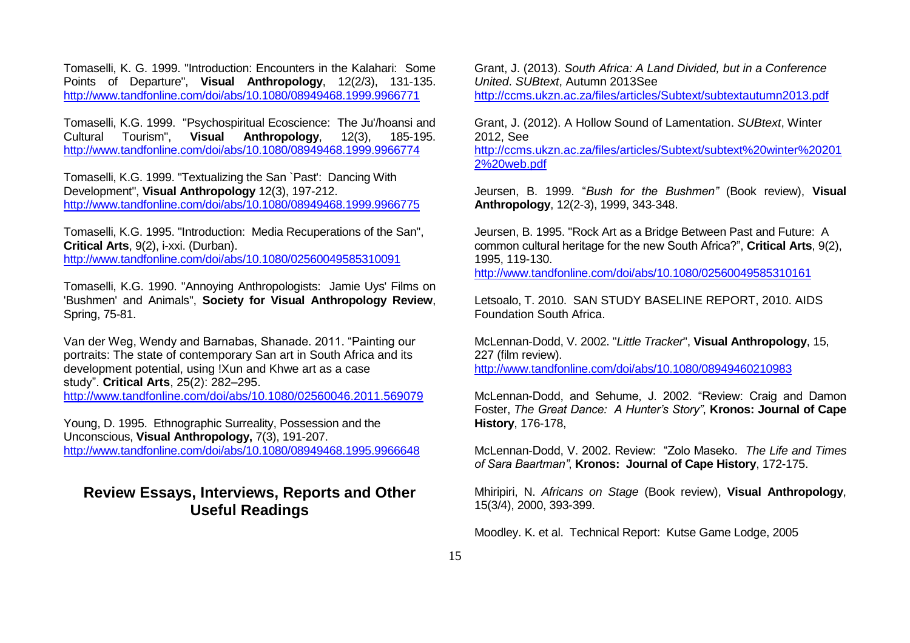Tomaselli, K. G. 1999. "Introduction: Encounters in the Kalahari: Some Points of Departure", **Visual Anthropology**, 12(2/3), 131-135. http://www.tandfonline.com/doi/abs/10.1080/08949468.1999.9966771

Tomaselli, K.G. 1999. "Psychospiritual Ecoscience: The Ju'/hoansi and Cultural Tourism", **Visual Anthropology**, 12(3), 185-195. http://www.tandfonline.com/doi/abs/10.1080/08949468.1999.9966774

Tomaselli, K.G. 1999. "Textualizing the San `Past': Dancing With Development", **Visual Anthropology** 12(3), 197-212. http://www.tandfonline.com/doi/abs/10.1080/08949468.1999.9966775

Tomaselli, K.G. 1995. "Introduction: Media Recuperations of the San", **Critical Arts**, 9(2), i-xxi. (Durban). http://www.tandfonline.com/doi/abs/10.1080/02560049585310091

Tomaselli, K.G. 1990. "Annoying Anthropologists: Jamie Uys' Films on 'Bushmen' and Animals", **Society for Visual Anthropology Review**, Spring, 75-81.

Van der Weg, Wendy and Barnabas, Shanade. 2011. "Painting our portraits: The state of contemporary San art in South Africa and its development potential, using !Xun and Khwe art as a case study". **Critical Arts**, 25(2): 282–295. http://www.tandfonline.com/doi/abs/10.1080/02560046.2011.569079

Young, D. 1995. Ethnographic Surreality, Possession and the Unconscious, **Visual Anthropology,** 7(3), 191-207. http://www.tandfonline.com/doi/abs/10.1080/08949468.1995.9966648

## Review Essays, Interviews, Reports and Other Useful Readings

Grant, J. (2013). *South Africa: A Land Divided, but in a Conference United*. *SUBtext*, Autumn 2013See http://ccms.ukzn.ac.za/files/articles/Subtext/subtextautumn2013.pdf

Grant, J. (2012). A Hollow Sound of Lamentation. *SUBtext*, Winter 2012, See http://ccms.ukzn.ac.za/files/articles/Subtext/subtext%20winter%202012%20web.pdf

Jeursen, B. 1999. "*Bush for the Bushmen"* (Book review), **Visual Anthropology**, 12(2-3), 1999, 343-348.

Jeursen, B. 1995. "Rock Art as a Bridge Between Past and Future: A common cultural heritage for the new South Africa?", **Critical Arts**, 9(2), 1995, 119-130. http://www.tandfonline.com/doi/abs/10.1080/02560049585310161

Letsoalo, T. 2010. SAN STUDY BASELINE REPORT, 2010. AIDS Foundation South Africa.

McLennan-Dodd, V. 2002. "*Little Tracker*", **Visual Anthropology**, 15, 227 (film review). http://www.tandfonline.com/doi/abs/10.1080/08949460210983

McLennan-Dodd, and Sehume, J. 2002. "Review: Craig and Damon Foster, *The Great Dance: A Hunter's Story"*, **Kronos: Journal of Cape History**, 176-178,

McLennan-Dodd, V. 2002. Review: "Zolo Maseko. *The Life and Times of Sara Baartman"*, **Kronos: Journal of Cape History**, 172-175.

Mhiripiri, N. *Africans on Stage* (Book review), **Visual Anthropology**, 15(3/4), 2000, 393-399.

Moodley. K. et al. Technical Report: Kutse Game Lodge, 2005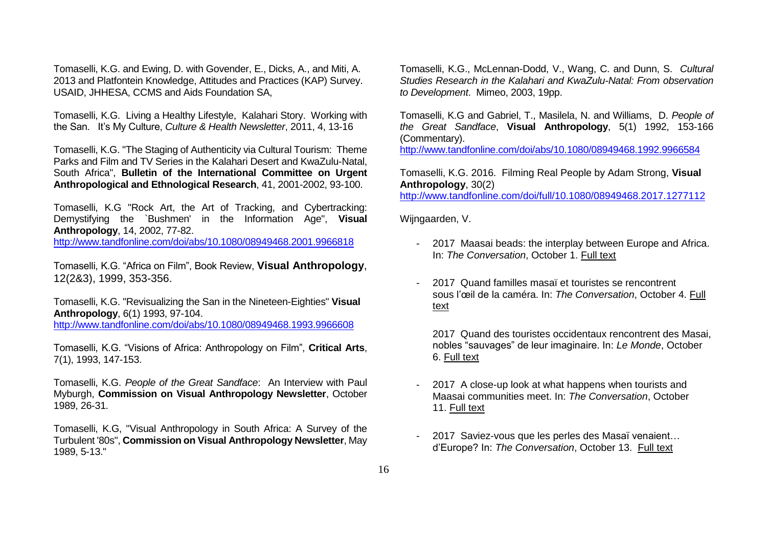Tomaselli, K.G. and Ewing, D. with Govender, E., Dicks, A., and Miti, A. 2013 and Platfontein Knowledge, Attitudes and Practices (KAP) Survey. USAID, JHHESA, CCMS and Aids Foundation SA,

Tomaselli, K.G. Living a Healthy Lifestyle, Kalahari Story. Working with the San. It's My Culture, *Culture & Health Newsletter*, 2011, 4, 13-16

Tomaselli, K.G. "The Staging of Authenticity via Cultural Tourism: Theme Parks and Film and TV Series in the Kalahari Desert and KwaZulu-Natal, South Africa", **Bulletin of the International Committee on Urgent Anthropological and Ethnological Research**, 41, 2001-2002, 93-100.

Tomaselli, K.G "Rock Art, the Art of Tracking, and Cybertracking: Demystifying the `Bushmen' in the Information Age", **Visual Anthropology**, 14, 2002, 77-82.
http://www.tandfonline.com/doi/abs/10.1080/08949468.2001.9966818

Tomaselli, K.G. "Africa on Film", Book Review, **Visual Anthropology**, 12(2&3), 1999, 353-356.

Tomaselli, K.G. "Revisualizing the San in the Nineteen-Eighties" **Visual Anthropology**, 6(1) 1993, 97-104.
http://www.tandfonline.com/doi/abs/10.1080/08949468.1993.9966608

Tomaselli, K.G. "Visions of Africa: Anthropology on Film", **Critical Arts**, 7(1), 1993, 147-153.

Tomaselli, K.G. *People of the Great Sandface*: An Interview with Paul Myburgh, **Commission on Visual Anthropology Newsletter**, October 1989, 26-31.

Tomaselli, K.G, "Visual Anthropology in South Africa: A Survey of the Turbulent '80s", **Commission on Visual Anthropology Newsletter**, May 1989, 5-13."

Tomaselli, K.G., McLennan-Dodd, V., Wang, C. and Dunn, S. *Cultural Studies Research in the Kalahari and KwaZulu-Natal: From observation to Development*. Mimeo, 2003, 19pp.

Tomaselli, K.G and Gabriel, T., Masilela, N. and Williams, D. *People of the Great Sandface*, **Visual Anthropology**, 5(1) 1992, 153-166 (Commentary).
http://www.tandfonline.com/doi/abs/10.1080/08949468.1992.9966584

Tomaselli, K.G. 2016. Filming Real People by Adam Strong, **Visual Anthropology**, 30(2)
http://www.tandfonline.com/doi/full/10.1080/08949468.2017.1277112

Wijngaarden, V.

- 2017 Maasai beads: the interplay between Europe and Africa. In: *The Conversation*, October 1. Full text
- 2017 Quand familles masaï et touristes se rencontrent sous l'œil de la caméra. In: *The Conversation*, October 4. Full text

  2017 Quand des touristes occidentaux rencontrent des Masai, nobles "sauvages" de leur imaginaire. In: *Le Monde*, October 6. Full text
- 2017 A close-up look at what happens when tourists and Maasai communities meet. In: *The Conversation*, October 11. Full text
- 2017 Saviez-vous que les perles des Masaï venaient… d'Europe? In: *The Conversation*, October 13. Full text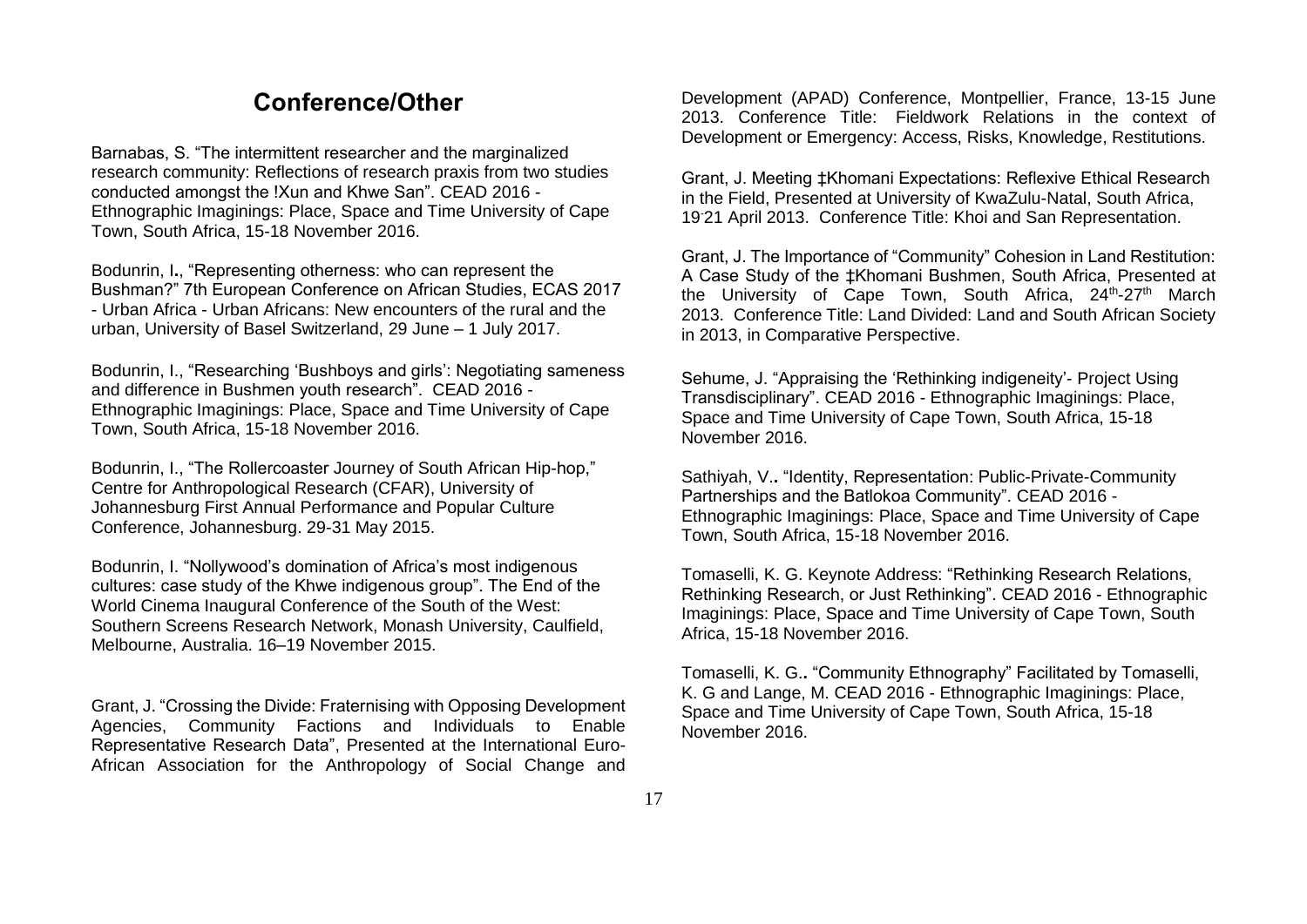## Conference/Other

Barnabas, S. "The intermittent researcher and the marginalized research community: Reflections of research praxis from two studies conducted amongst the !Xun and Khwe San". CEAD 2016 - Ethnographic Imaginings: Place, Space and Time University of Cape Town, South Africa, 15-18 November 2016.

Bodunrin, I**.**, "Representing otherness: who can represent the Bushman?" 7th European Conference on African Studies, ECAS 2017 - Urban Africa - Urban Africans: New encounters of the rural and the urban, University of Basel Switzerland, 29 June – 1 July 2017.

Bodunrin, I., "Researching 'Bushboys and girls': Negotiating sameness and difference in Bushmen youth research". CEAD 2016 - Ethnographic Imaginings: Place, Space and Time University of Cape Town, South Africa, 15-18 November 2016.

Bodunrin, I., "The Rollercoaster Journey of South African Hip-hop," Centre for Anthropological Research (CFAR), University of Johannesburg First Annual Performance and Popular Culture Conference, Johannesburg. 29-31 May 2015.

Bodunrin, I. "Nollywood's domination of Africa's most indigenous cultures: case study of the Khwe indigenous group". The End of the World Cinema Inaugural Conference of the South of the West: Southern Screens Research Network, Monash University, Caulfield, Melbourne, Australia. 16–19 November 2015.

Grant, J. "Crossing the Divide: Fraternising with Opposing Development Agencies, Community Factions and Individuals to Enable Representative Research Data", Presented at the International Euro-African Association for the Anthropology of Social Change and Development (APAD) Conference, Montpellier, France, 13-15 June 2013. Conference Title: Fieldwork Relations in the context of Development or Emergency: Access, Risks, Knowledge, Restitutions.

Grant, J. Meeting ‡Khomani Expectations: Reflexive Ethical Research in the Field, Presented at University of KwaZulu-Natal, South Africa, 19-21 April 2013. Conference Title: Khoi and San Representation.

Grant, J. The Importance of "Community" Cohesion in Land Restitution: A Case Study of the ‡Khomani Bushmen, South Africa, Presented at the University of Cape Town, South Africa, 24th-27th March 2013. Conference Title: Land Divided: Land and South African Society in 2013, in Comparative Perspective.

Sehume, J. "Appraising the 'Rethinking indigeneity'- Project Using Transdisciplinary". CEAD 2016 - Ethnographic Imaginings: Place, Space and Time University of Cape Town, South Africa, 15-18 November 2016.

Sathiyah, V**.**. "Identity, Representation: Public-Private-Community Partnerships and the Batlokoa Community". CEAD 2016 - Ethnographic Imaginings: Place, Space and Time University of Cape Town, South Africa, 15-18 November 2016.

Tomaselli, K. G. Keynote Address: "Rethinking Research Relations, Rethinking Research, or Just Rethinking". CEAD 2016 - Ethnographic Imaginings: Place, Space and Time University of Cape Town, South Africa, 15-18 November 2016.

Tomaselli, K. G**.**. "Community Ethnography" Facilitated by Tomaselli, K. G and Lange, M. CEAD 2016 - Ethnographic Imaginings: Place, Space and Time University of Cape Town, South Africa, 15-18 November 2016.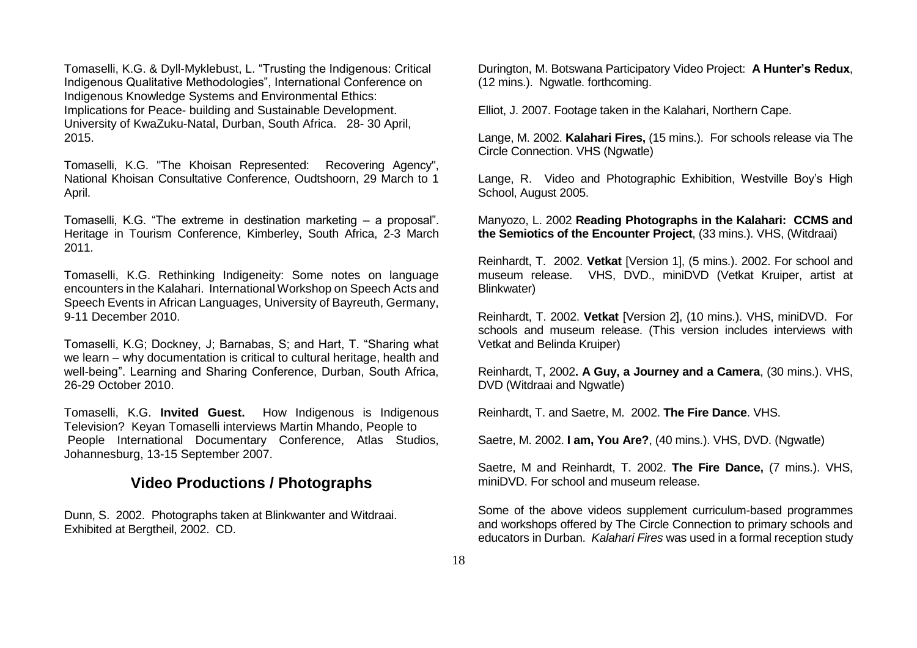Tomaselli, K.G. & Dyll-Myklebust, L. “Trusting the Indigenous: Critical Indigenous Qualitative Methodologies”, International Conference on Indigenous Knowledge Systems and Environmental Ethics: Implications for Peace- building and Sustainable Development. University of KwaZuku-Natal, Durban, South Africa. 28- 30 April, 2015.

Tomaselli, K.G. "The Khoisan Represented: Recovering Agency", National Khoisan Consultative Conference, Oudtshoorn, 29 March to 1 April.

Tomaselli, K.G. “The extreme in destination marketing – a proposal”. Heritage in Tourism Conference, Kimberley, South Africa, 2-3 March 2011.

Tomaselli, K.G. Rethinking Indigeneity: Some notes on language encounters in the Kalahari. International Workshop on Speech Acts and Speech Events in African Languages, University of Bayreuth, Germany, 9-11 December 2010.

Tomaselli, K.G; Dockney, J; Barnabas, S; and Hart, T. “Sharing what we learn – why documentation is critical to cultural heritage, health and well-being”. Learning and Sharing Conference, Durban, South Africa, 26-29 October 2010.

Tomaselli, K.G. **Invited Guest.** How Indigenous is Indigenous Television? Keyan Tomaselli interviews Martin Mhando, People to People International Documentary Conference, Atlas Studios, Johannesburg, 13-15 September 2007.

## Video Productions / Photographs

Dunn, S. 2002. Photographs taken at Blinkwanter and Witdraai. Exhibited at Bergtheil, 2002. CD.

Durington, M. Botswana Participatory Video Project: **A Hunter's Redux**, (12 mins.). Ngwatle. forthcoming.

Elliot, J. 2007. Footage taken in the Kalahari, Northern Cape.

Lange, M. 2002. **Kalahari Fires,** (15 mins.). For schools release via The Circle Connection. VHS (Ngwatle)

Lange, R. Video and Photographic Exhibition, Westville Boy's High School, August 2005.

Manyozo, L. 2002 **Reading Photographs in the Kalahari: CCMS and the Semiotics of the Encounter Project**, (33 mins.). VHS, (Witdraai)

Reinhardt, T. 2002. **Vetkat** [Version 1], (5 mins.). 2002. For school and museum release. VHS, DVD., miniDVD (Vetkat Kruiper, artist at Blinkwater)

Reinhardt, T. 2002. **Vetkat** [Version 2], (10 mins.). VHS, miniDVD. For schools and museum release. (This version includes interviews with Vetkat and Belinda Kruiper)

Reinhardt, T, 2002**. A Guy, a Journey and a Camera**, (30 mins.). VHS, DVD (Witdraai and Ngwatle)

Reinhardt, T. and Saetre, M. 2002. **The Fire Dance**. VHS.

Saetre, M. 2002. **I am, You Are?**, (40 mins.). VHS, DVD. (Ngwatle)

Saetre, M and Reinhardt, T. 2002. **The Fire Dance,** (7 mins.). VHS, miniDVD. For school and museum release.

Some of the above videos supplement curriculum-based programmes and workshops offered by The Circle Connection to primary schools and educators in Durban. *Kalahari Fires* was used in a formal reception study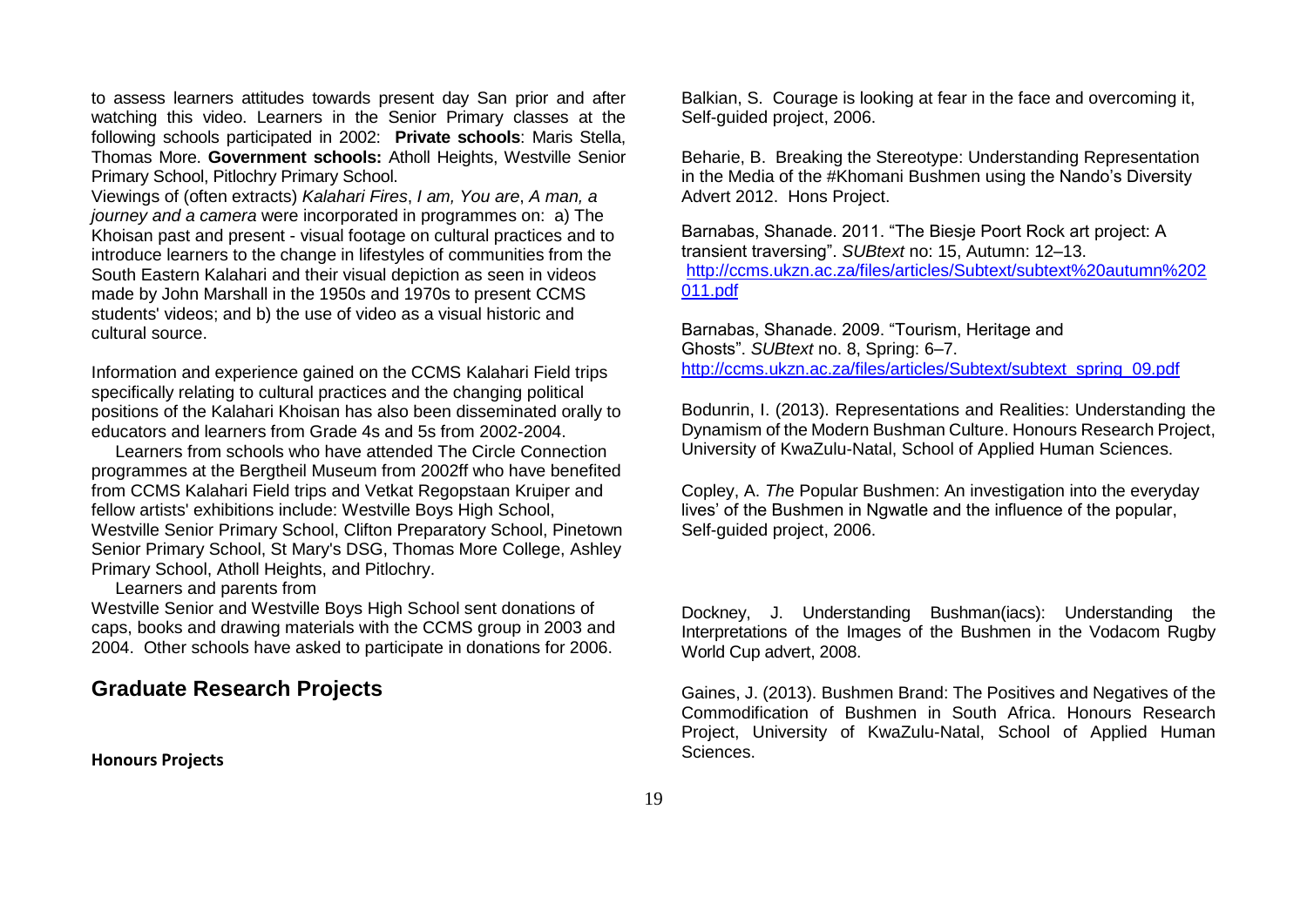to assess learners attitudes towards present day San prior and after watching this video. Learners in the Senior Primary classes at the following schools participated in 2002: **Private schools**: Maris Stella, Thomas More. **Government schools:** Atholl Heights, Westville Senior Primary School, Pitlochry Primary School.

Viewings of (often extracts) *Kalahari Fires*, *I am, You are*, *A man, a journey and a camera* were incorporated in programmes on: a) The Khoisan past and present - visual footage on cultural practices and to introduce learners to the change in lifestyles of communities from the South Eastern Kalahari and their visual depiction as seen in videos made by John Marshall in the 1950s and 1970s to present CCMS students' videos; and b) the use of video as a visual historic and cultural source.

Information and experience gained on the CCMS Kalahari Field trips specifically relating to cultural practices and the changing political positions of the Kalahari Khoisan has also been disseminated orally to educators and learners from Grade 4s and 5s from 2002-2004.

Learners from schools who have attended The Circle Connection programmes at the Bergtheil Museum from 2002ff who have benefited from CCMS Kalahari Field trips and Vetkat Regopstaan Kruiper and fellow artists' exhibitions include: Westville Boys High School, Westville Senior Primary School, Clifton Preparatory School, Pinetown Senior Primary School, St Mary's DSG, Thomas More College, Ashley Primary School, Atholl Heights, and Pitlochry.

Learners and parents from Westville Senior and Westville Boys High School sent donations of caps, books and drawing materials with the CCMS group in 2003 and 2004. Other schools have asked to participate in donations for 2006.

## Graduate Research Projects

**Honours Projects**

Balkian, S. Courage is looking at fear in the face and overcoming it, Self-guided project, 2006.

Beharie, B. Breaking the Stereotype: Understanding Representation in the Media of the #Khomani Bushmen using the Nando's Diversity Advert 2012. Hons Project.

Barnabas, Shanade. 2011. "The Biesje Poort Rock art project: A transient traversing". *SUBtext* no: 15, Autumn: 12–13. http://ccms.ukzn.ac.za/files/articles/Subtext/subtext%20autumn%202011.pdf

Barnabas, Shanade. 2009. "Tourism, Heritage and Ghosts". *SUBtext* no. 8, Spring: 6–7. http://ccms.ukzn.ac.za/files/articles/Subtext/subtext_spring_09.pdf

Bodunrin, I. (2013). Representations and Realities: Understanding the Dynamism of the Modern Bushman Culture. Honours Research Project, University of KwaZulu-Natal, School of Applied Human Sciences.

Copley, A. *Th*e Popular Bushmen: An investigation into the everyday lives' of the Bushmen in Ngwatle and the influence of the popular, Self-guided project, 2006.

Dockney, J. Understanding Bushman(iacs): Understanding the Interpretations of the Images of the Bushmen in the Vodacom Rugby World Cup advert, 2008.

Gaines, J. (2013). Bushmen Brand: The Positives and Negatives of the Commodification of Bushmen in South Africa. Honours Research Project, University of KwaZulu-Natal, School of Applied Human Sciences.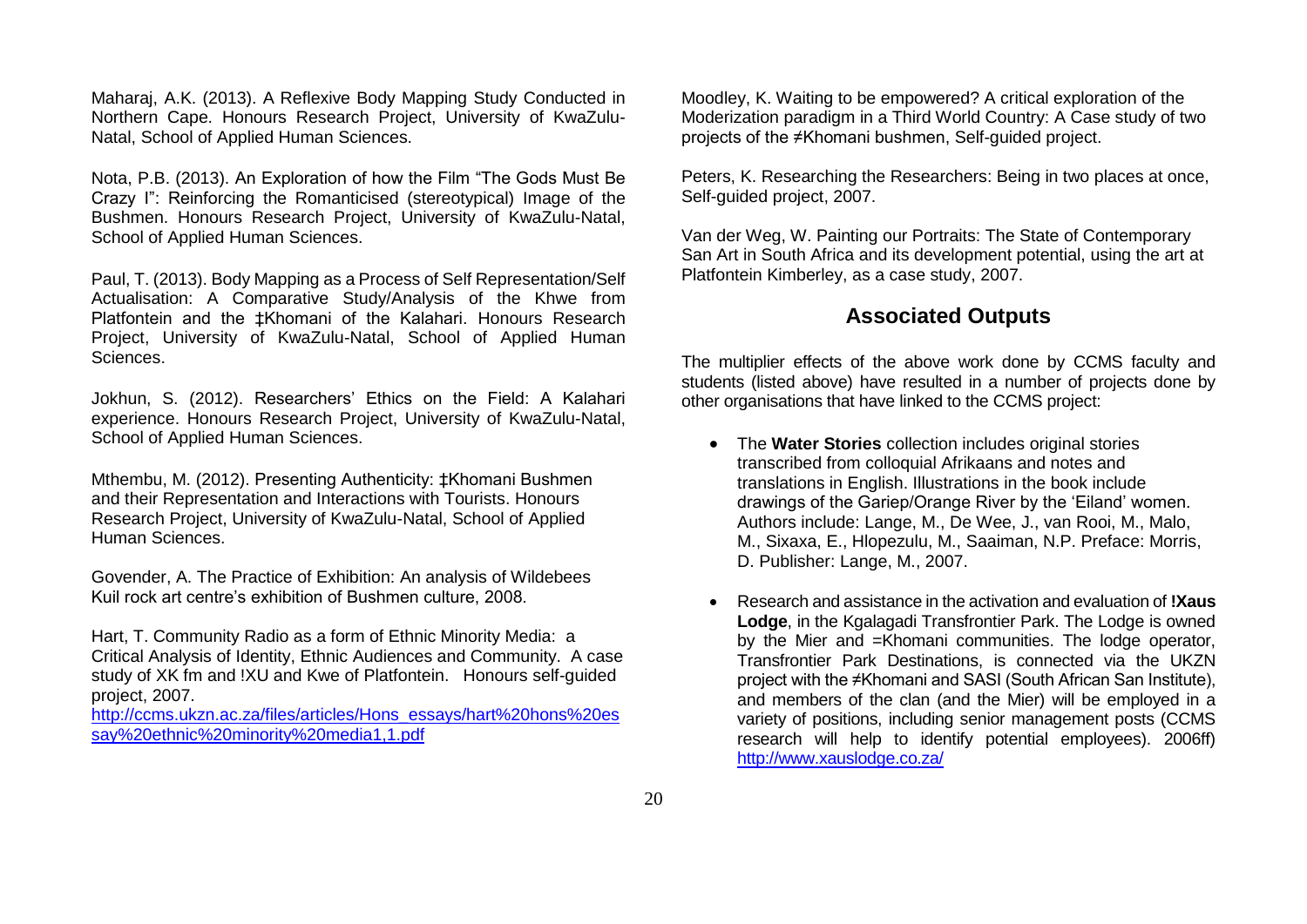Maharaj, A.K. (2013). A Reflexive Body Mapping Study Conducted in Northern Cape. Honours Research Project, University of KwaZulu-Natal, School of Applied Human Sciences.

Nota, P.B. (2013). An Exploration of how the Film "The Gods Must Be Crazy I": Reinforcing the Romanticised (stereotypical) Image of the Bushmen. Honours Research Project, University of KwaZulu-Natal, School of Applied Human Sciences.

Paul, T. (2013). Body Mapping as a Process of Self Representation/Self Actualisation: A Comparative Study/Analysis of the Khwe from Platfontein and the ‡Khomani of the Kalahari. Honours Research Project, University of KwaZulu-Natal, School of Applied Human Sciences.

Jokhun, S. (2012). Researchers' Ethics on the Field: A Kalahari experience. Honours Research Project, University of KwaZulu-Natal, School of Applied Human Sciences.

Mthembu, M. (2012). Presenting Authenticity: ‡Khomani Bushmen and their Representation and Interactions with Tourists. Honours Research Project, University of KwaZulu-Natal, School of Applied Human Sciences.

Govender, A. The Practice of Exhibition: An analysis of Wildebees Kuil rock art centre's exhibition of Bushmen culture, 2008.

Hart, T. Community Radio as a form of Ethnic Minority Media: a Critical Analysis of Identity, Ethnic Audiences and Community. A case study of XK fm and !XU and Kwe of Platfontein. Honours self-guided project, 2007.
http://ccms.ukzn.ac.za/files/articles/Hons_essays/hart%20hons%20essay%20ethnic%20minority%20media1,1.pdf

Moodley, K. Waiting to be empowered? A critical exploration of the Moderization paradigm in a Third World Country: A Case study of two projects of the ≠Khomani bushmen, Self-guided project.

Peters, K. Researching the Researchers: Being in two places at once, Self-guided project, 2007.

Van der Weg, W. Painting our Portraits: The State of Contemporary San Art in South Africa and its development potential, using the art at Platfontein Kimberley, as a case study, 2007.

## Associated Outputs

The multiplier effects of the above work done by CCMS faculty and students (listed above) have resulted in a number of projects done by other organisations that have linked to the CCMS project:

- The **Water Stories** collection includes original stories transcribed from colloquial Afrikaans and notes and translations in English. Illustrations in the book include drawings of the Gariep/Orange River by the 'Eiland' women. Authors include: Lange, M., De Wee, J., van Rooi, M., Malo, M., Sixaxa, E., Hlopezulu, M., Saaiman, N.P. Preface: Morris, D. Publisher: Lange, M., 2007.
- Research and assistance in the activation and evaluation of **!Xaus Lodge**, in the Kgalagadi Transfrontier Park. The Lodge is owned by the Mier and =Khomani communities. The lodge operator, Transfrontier Park Destinations, is connected via the UKZN project with the ≠Khomani and SASI (South African San Institute), and members of the clan (and the Mier) will be employed in a variety of positions, including senior management posts (CCMS research will help to identify potential employees). 2006ff) http://www.xauslodge.co.za/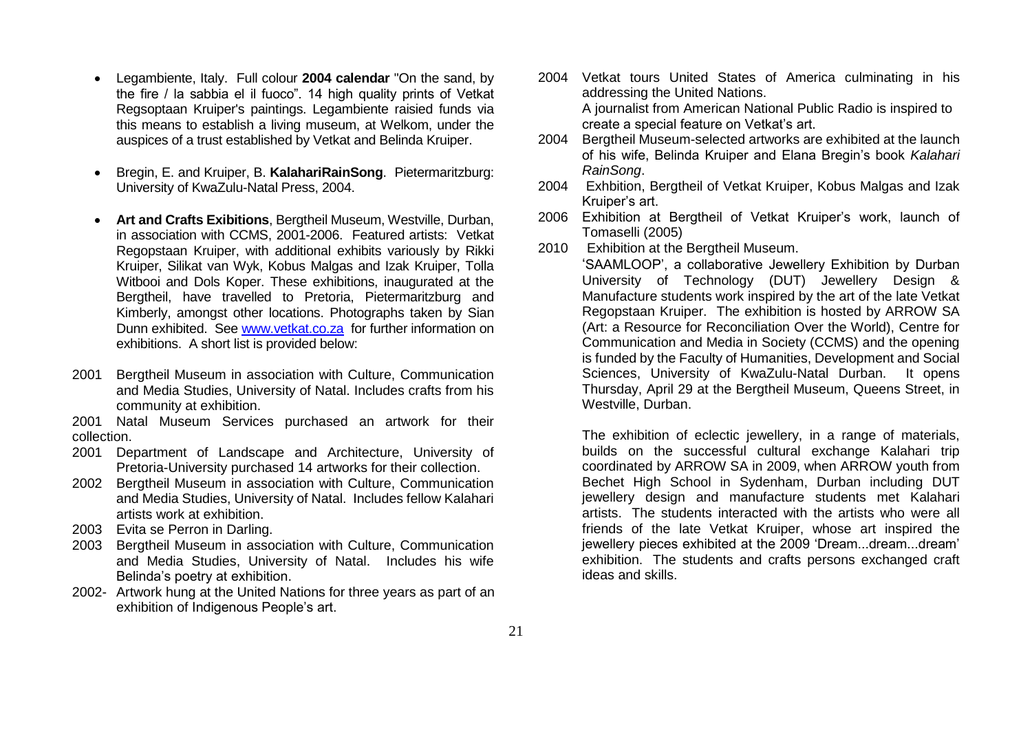- Legambiente, Italy. Full colour **2004 calendar** "On the sand, by the fire / la sabbia el il fuoco". 14 high quality prints of Vetkat Regsoptaan Kruiper's paintings. Legambiente raisied funds via this means to establish a living museum, at Welkom, under the auspices of a trust established by Vetkat and Belinda Kruiper.

- Bregin, E. and Kruiper, B. **KalahariRainSong**. Pietermaritzburg: University of KwaZulu-Natal Press, 2004.

- **Art and Crafts Exibitions**, Bergtheil Museum, Westville, Durban, in association with CCMS, 2001-2006. Featured artists: Vetkat Regopstaan Kruiper, with additional exhibits variously by Rikki Kruiper, Silikat van Wyk, Kobus Malgas and Izak Kruiper, Tolla Witbooi and Dols Koper. These exhibitions, inaugurated at the Bergtheil, have travelled to Pretoria, Pietermaritzburg and Kimberly, amongst other locations. Photographs taken by Sian Dunn exhibited. See www.vetkat.co.za for further information on exhibitions. A short list is provided below:

2001 Bergtheil Museum in association with Culture, Communication and Media Studies, University of Natal. Includes crafts from his community at exhibition.

2001 Natal Museum Services purchased an artwork for their collection.

2001 Department of Landscape and Architecture, University of Pretoria-University purchased 14 artworks for their collection.

2002 Bergtheil Museum in association with Culture, Communication and Media Studies, University of Natal. Includes fellow Kalahari artists work at exhibition.

2003 Evita se Perron in Darling.

2003 Bergtheil Museum in association with Culture, Communication and Media Studies, University of Natal. Includes his wife Belinda's poetry at exhibition.

2002- Artwork hung at the United Nations for three years as part of an exhibition of Indigenous People's art.

2004 Vetkat tours United States of America culminating in his addressing the United Nations.
A journalist from American National Public Radio is inspired to create a special feature on Vetkat's art.

2004 Bergtheil Museum-selected artworks are exhibited at the launch of his wife, Belinda Kruiper and Elana Bregin's book *Kalahari RainSong*.

2004 Exhbition, Bergtheil of Vetkat Kruiper, Kobus Malgas and Izak Kruiper's art.

2006 Exhibition at Bergtheil of Vetkat Kruiper's work, launch of Tomaselli (2005)

2010 Exhibition at the Bergtheil Museum.
'SAAMLOOP', a collaborative Jewellery Exhibition by Durban University of Technology (DUT) Jewellery Design & Manufacture students work inspired by the art of the late Vetkat Regopstaan Kruiper. The exhibition is hosted by ARROW SA (Art: a Resource for Reconciliation Over the World), Centre for Communication and Media in Society (CCMS) and the opening is funded by the Faculty of Humanities, Development and Social Sciences, University of KwaZulu-Natal Durban. It opens Thursday, April 29 at the Bergtheil Museum, Queens Street, in Westville, Durban.

The exhibition of eclectic jewellery, in a range of materials, builds on the successful cultural exchange Kalahari trip coordinated by ARROW SA in 2009, when ARROW youth from Bechet High School in Sydenham, Durban including DUT jewellery design and manufacture students met Kalahari artists. The students interacted with the artists who were all friends of the late Vetkat Kruiper, whose art inspired the jewellery pieces exhibited at the 2009 'Dream...dream...dream' exhibition. The students and crafts persons exchanged craft ideas and skills.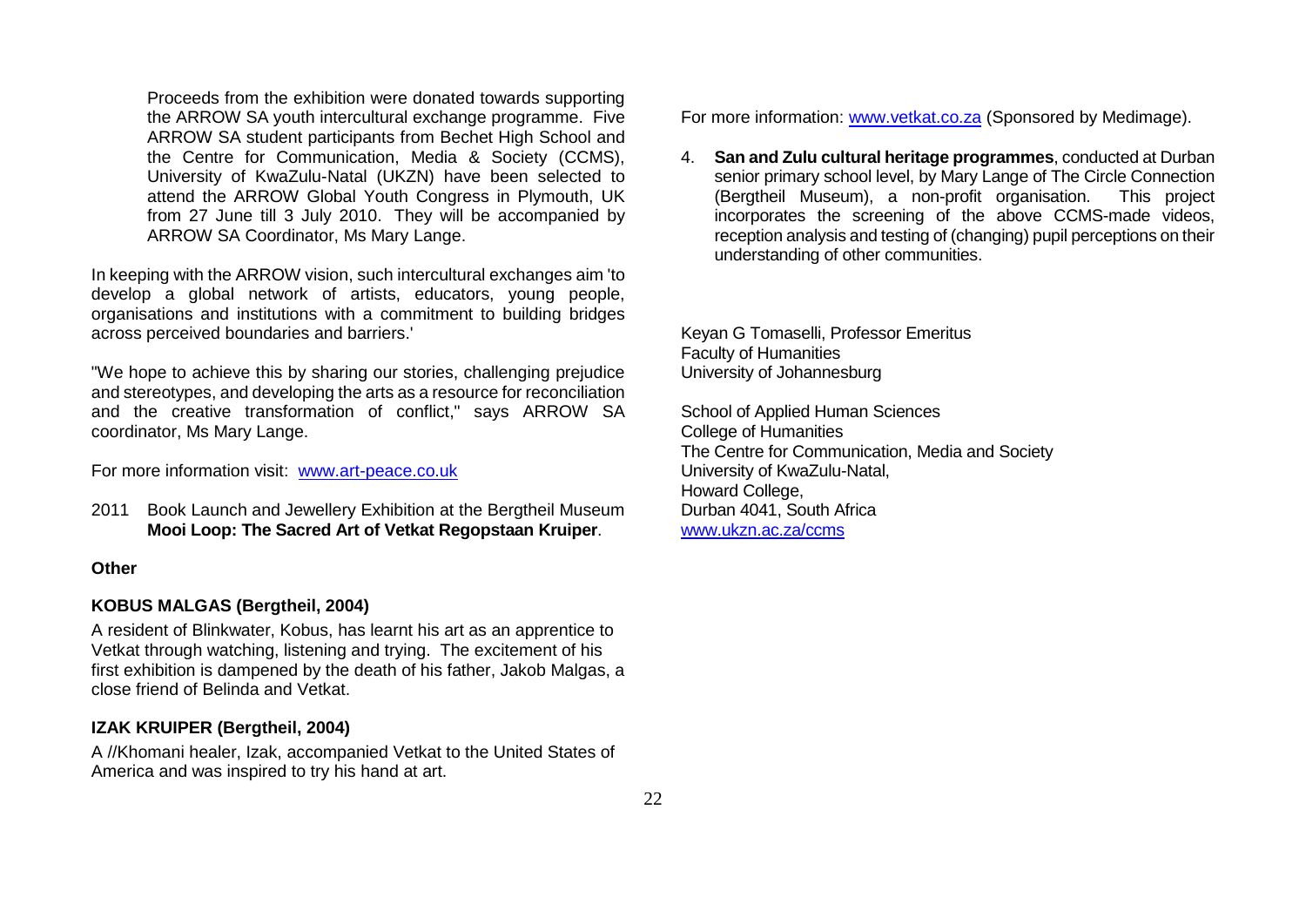Proceeds from the exhibition were donated towards supporting the ARROW SA youth intercultural exchange programme. Five ARROW SA student participants from Bechet High School and the Centre for Communication, Media & Society (CCMS), University of KwaZulu-Natal (UKZN) have been selected to attend the ARROW Global Youth Congress in Plymouth, UK from 27 June till 3 July 2010. They will be accompanied by ARROW SA Coordinator, Ms Mary Lange.

In keeping with the ARROW vision, such intercultural exchanges aim 'to develop a global network of artists, educators, young people, organisations and institutions with a commitment to building bridges across perceived boundaries and barriers.'

"We hope to achieve this by sharing our stories, challenging prejudice and stereotypes, and developing the arts as a resource for reconciliation and the creative transformation of conflict," says ARROW SA coordinator, Ms Mary Lange.

For more information visit: [www.art-peace.co.uk](http://www.art-peace.co.uk)

2011 Book Launch and Jewellery Exhibition at the Bergtheil Museum **Mooi Loop: The Sacred Art of Vetkat Regopstaan Kruiper**.

**Other**

**KOBUS MALGAS (Bergtheil, 2004)**

A resident of Blinkwater, Kobus, has learnt his art as an apprentice to Vetkat through watching, listening and trying. The excitement of his first exhibition is dampened by the death of his father, Jakob Malgas, a close friend of Belinda and Vetkat.

**IZAK KRUIPER (Bergtheil, 2004)**

A //Khomani healer, Izak, accompanied Vetkat to the United States of America and was inspired to try his hand at art.

For more information: [www.vetkat.co.za](http://www.vetkat.co.za) (Sponsored by Medimage).

4. **San and Zulu cultural heritage programmes**, conducted at Durban senior primary school level, by Mary Lange of The Circle Connection (Bergtheil Museum), a non-profit organisation. This project incorporates the screening of the above CCMS-made videos, reception analysis and testing of (changing) pupil perceptions on their understanding of other communities.

Keyan G Tomaselli, Professor Emeritus
Faculty of Humanities
University of Johannesburg

School of Applied Human Sciences
College of Humanities
The Centre for Communication, Media and Society
University of KwaZulu-Natal,
Howard College,
Durban 4041, South Africa
[www.ukzn.ac.za/ccms](http://www.ukzn.ac.za/ccms)